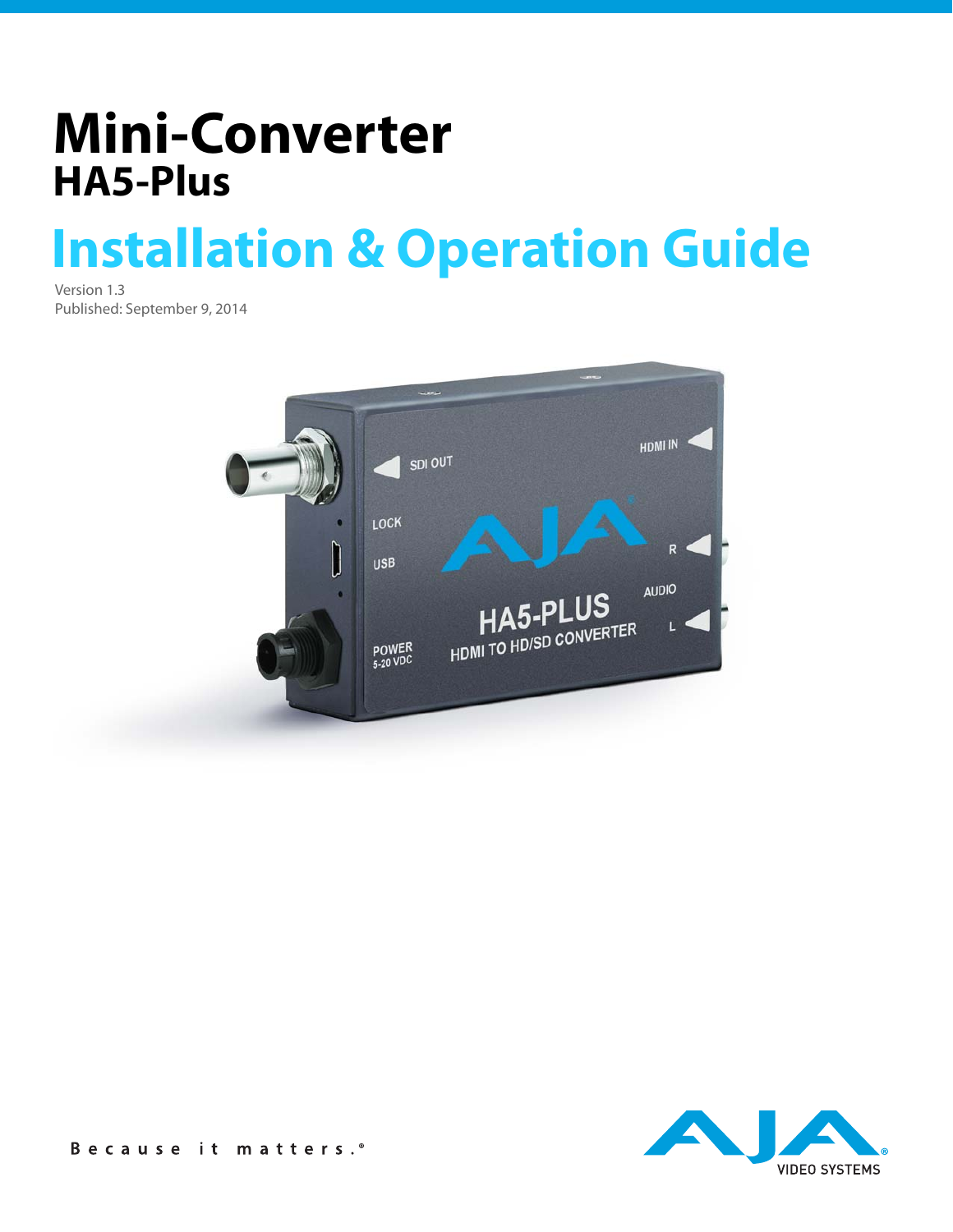# Mini-Converter
## HA5-Plus

# Installation & Operation Guide

Version 1.3
Published: September 9, 2014

Because it matters.®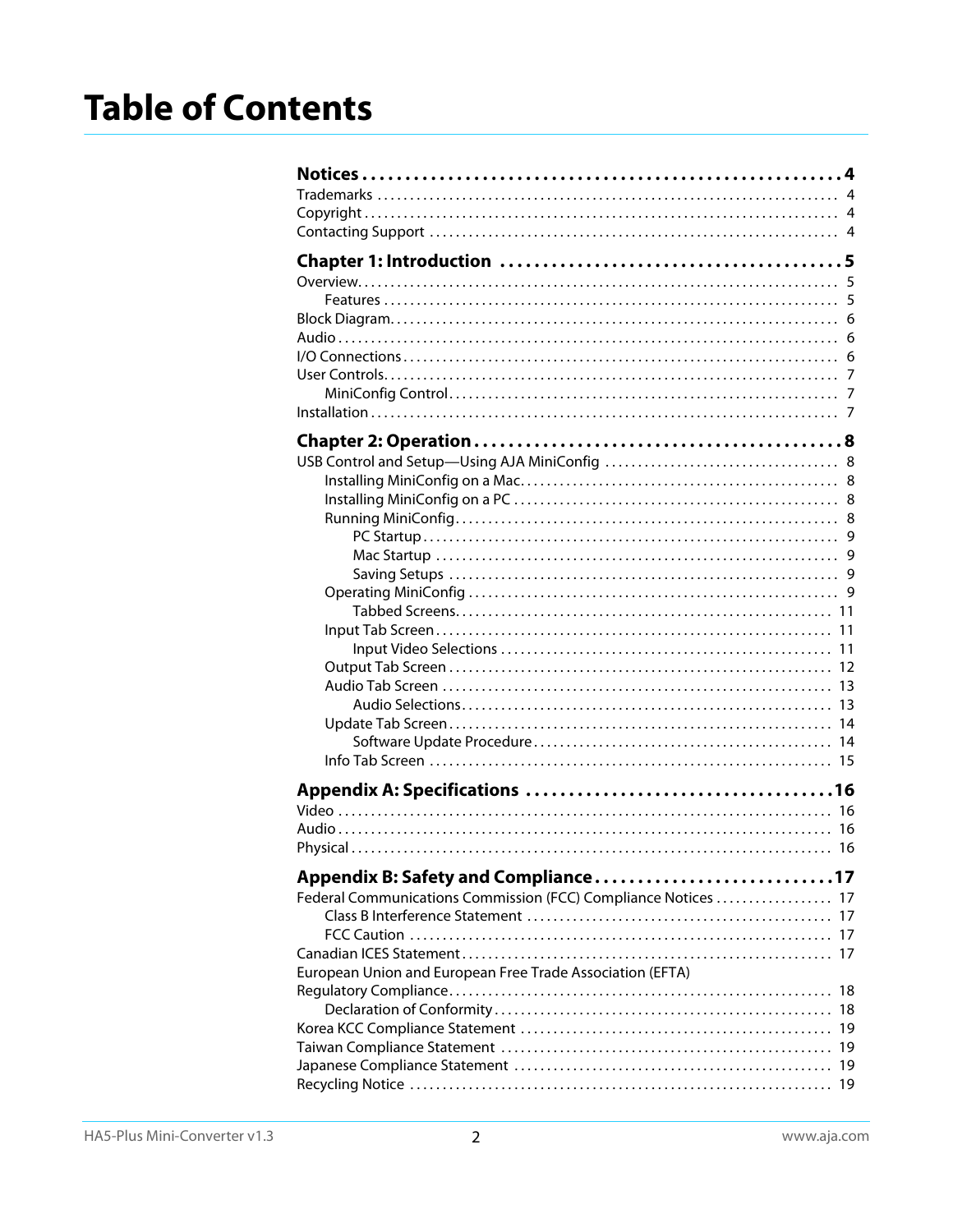# Table of Contents

**Notices . . . . . . . . . . 4**

Trademarks . . . . . . . . . . 4

Copyright . . . . . . . . . . 4

Contacting Support . . . . . . . . . . 4

**Chapter 1: Introduction . . . . . . . . . . 5**

Overview. . . . . . . . . . 5

Features . . . . . . . . . . 5

Block Diagram. . . . . . . . . . 6

Audio . . . . . . . . . . 6

I/O Connections . . . . . . . . . . 6

User Controls. . . . . . . . . . 7

MiniConfig Control. . . . . . . . . . 7

Installation . . . . . . . . . . 7

**Chapter 2: Operation . . . . . . . . . . 8**

USB Control and Setup—Using AJA MiniConfig . . . . . . . . . . 8

Installing MiniConfig on a Mac. . . . . . . . . . 8

Installing MiniConfig on a PC . . . . . . . . . . 8

Running MiniConfig. . . . . . . . . . 8

PC Startup . . . . . . . . . . 9

Mac Startup . . . . . . . . . . 9

Saving Setups . . . . . . . . . . 9

Operating MiniConfig . . . . . . . . . . 9

Tabbed Screens. . . . . . . . . . 11

Input Tab Screen . . . . . . . . . . 11

Input Video Selections . . . . . . . . . . 11

Output Tab Screen . . . . . . . . . . 12

Audio Tab Screen . . . . . . . . . . 13

Audio Selections. . . . . . . . . . 13

Update Tab Screen. . . . . . . . . . 14

Software Update Procedure. . . . . . . . . . 14

Info Tab Screen . . . . . . . . . . 15

**Appendix A: Specifications . . . . . . . . . . 16**

Video . . . . . . . . . . 16

Audio. . . . . . . . . . 16

Physical . . . . . . . . . . 16

**Appendix B: Safety and Compliance . . . . . . . . . . 17**

Federal Communications Commission (FCC) Compliance Notices . . . . . . . . . . 17

Class B Interference Statement . . . . . . . . . . 17

FCC Caution . . . . . . . . . . 17

Canadian ICES Statement. . . . . . . . . . 17

European Union and European Free Trade Association (EFTA) Regulatory Compliance. . . . . . . . . . 18

Declaration of Conformity . . . . . . . . . . 18

Korea KCC Compliance Statement . . . . . . . . . . 19

Taiwan Compliance Statement . . . . . . . . . . 19

Japanese Compliance Statement . . . . . . . . . . 19

Recycling Notice . . . . . . . . . . 19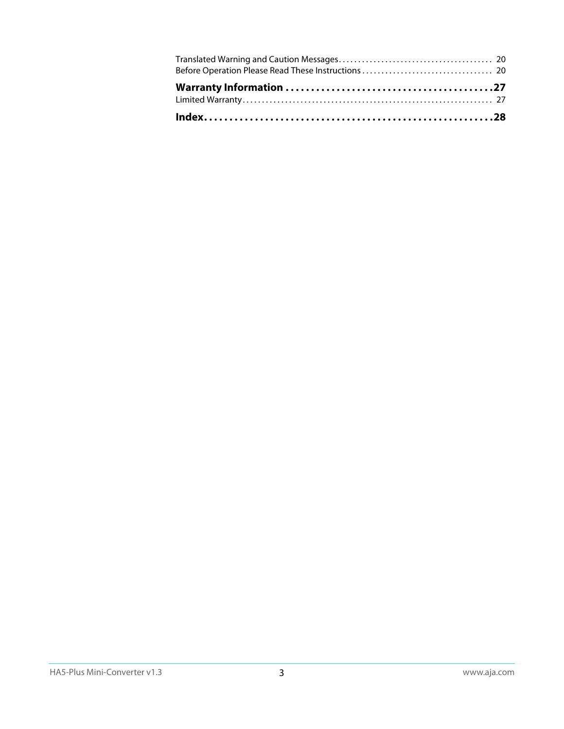Translated Warning and Caution Messages. . . . . . . . . . . . . . . . . . . . . . . . . . . . . . . . . . . . . . . . 20
Before Operation Please Read These Instructions . . . . . . . . . . . . . . . . . . . . . . . . . . . . . . . . . 20

**Warranty Information . . . . . . . . . . . . . . . . . . . . . . . . . . . . . . . . . . . . . . . 27**
Limited Warranty . . . . . . . . . . . . . . . . . . . . . . . . . . . . . . . . . . . . . . . . . . . . . . . . . . . . . . . . . . . . . . . 27

**Index. . . . . . . . . . . . . . . . . . . . . . . . . . . . . . . . . . . . . . . . . . . . . . . . . . . . . . . 28**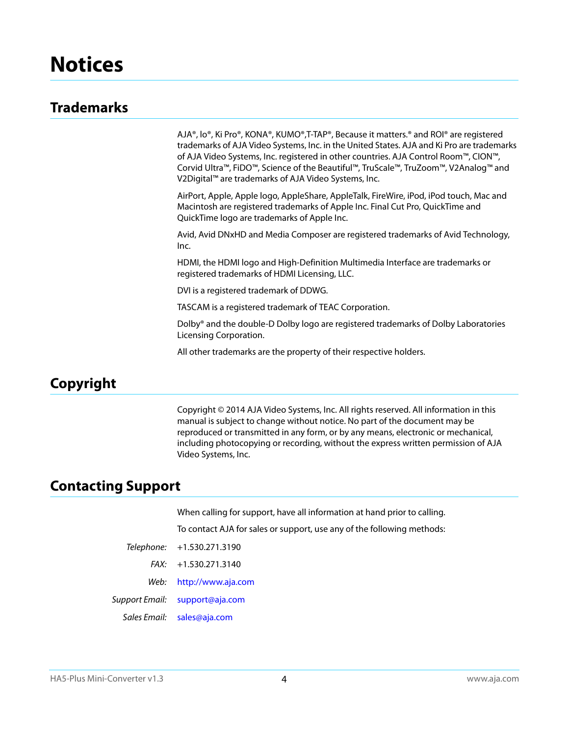# Notices

## Trademarks

AJA®, Io®, Ki Pro®, KONA®, KUMO®,T-TAP®, Because it matters.® and ROI® are registered trademarks of AJA Video Systems, Inc. in the United States. AJA and Ki Pro are trademarks of AJA Video Systems, Inc. registered in other countries. AJA Control Room™, CION™, Corvid Ultra™, FiDO™, Science of the Beautiful™, TruScale™, TruZoom™, V2Analog™ and V2Digital™ are trademarks of AJA Video Systems, Inc.

AirPort, Apple, Apple logo, AppleShare, AppleTalk, FireWire, iPod, iPod touch, Mac and Macintosh are registered trademarks of Apple Inc. Final Cut Pro, QuickTime and QuickTime logo are trademarks of Apple Inc.

Avid, Avid DNxHD and Media Composer are registered trademarks of Avid Technology, Inc.

HDMI, the HDMI logo and High-Definition Multimedia Interface are trademarks or registered trademarks of HDMI Licensing, LLC.

DVI is a registered trademark of DDWG.

TASCAM is a registered trademark of TEAC Corporation.

Dolby® and the double-D Dolby logo are registered trademarks of Dolby Laboratories Licensing Corporation.

All other trademarks are the property of their respective holders.

## Copyright

Copyright © 2014 AJA Video Systems, Inc. All rights reserved. All information in this manual is subject to change without notice. No part of the document may be reproduced or transmitted in any form, or by any means, electronic or mechanical, including photocopying or recording, without the express written permission of AJA Video Systems, Inc.

## Contacting Support

When calling for support, have all information at hand prior to calling.

To contact AJA for sales or support, use any of the following methods:

*Telephone:* +1.530.271.3190

*FAX:* +1.530.271.3140

*Web:* http://www.aja.com

*Support Email:* support@aja.com

*Sales Email:* sales@aja.com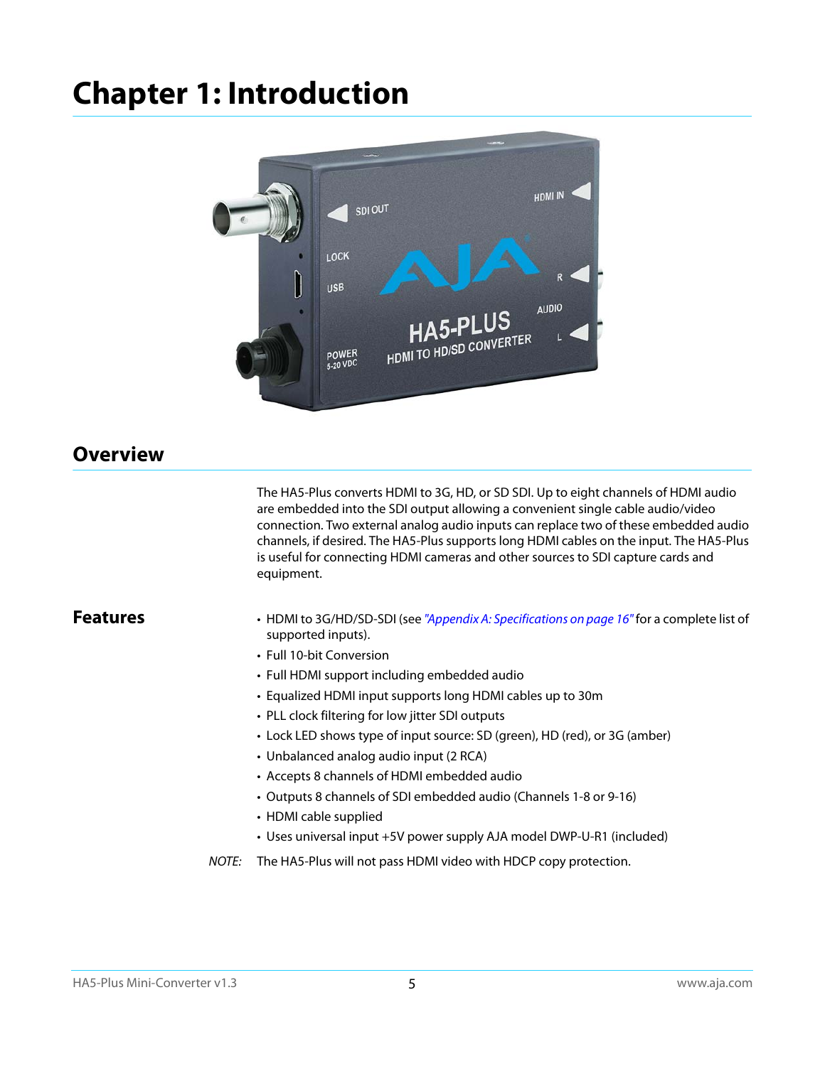# Chapter 1: Introduction

## Overview

The HA5-Plus converts HDMI to 3G, HD, or SD SDI. Up to eight channels of HDMI audio are embedded into the SDI output allowing a convenient single cable audio/video connection. Two external analog audio inputs can replace two of these embedded audio channels, if desired. The HA5-Plus supports long HDMI cables on the input. The HA5-Plus is useful for connecting HDMI cameras and other sources to SDI capture cards and equipment.

## Features

- HDMI to 3G/HD/SD-SDI (see *"Appendix A: Specifications on page 16"* for a complete list of supported inputs).
- Full 10-bit Conversion
- Full HDMI support including embedded audio
- Equalized HDMI input supports long HDMI cables up to 30m
- PLL clock filtering for low jitter SDI outputs
- Lock LED shows type of input source: SD (green), HD (red), or 3G (amber)
- Unbalanced analog audio input (2 RCA)
- Accepts 8 channels of HDMI embedded audio
- Outputs 8 channels of SDI embedded audio (Channels 1-8 or 9-16)
- HDMI cable supplied
- Uses universal input +5V power supply AJA model DWP-U-R1 (included)

*NOTE:* The HA5-Plus will not pass HDMI video with HDCP copy protection.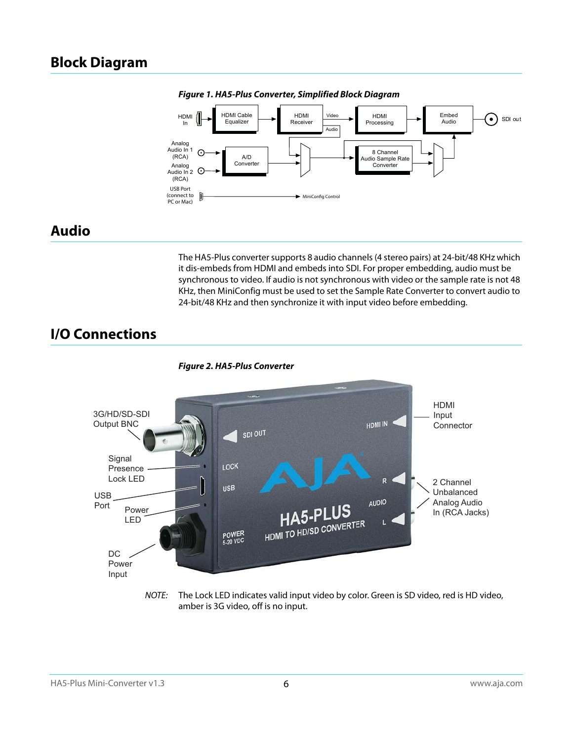## Block Diagram

*Figure 1. HA5-Plus Converter, Simplified Block Diagram*

## Audio

The HA5-Plus converter supports 8 audio channels (4 stereo pairs) at 24-bit/48 KHz which it dis-embeds from HDMI and embeds into SDI. For proper embedding, audio must be synchronous to video. If audio is not synchronous with video or the sample rate is not 48 KHz, then MiniConfig must be used to set the Sample Rate Converter to convert audio to 24-bit/48 KHz and then synchronize it with input video before embedding.

## I/O Connections

*Figure 2. HA5-Plus Converter*

*NOTE:* The Lock LED indicates valid input video by color. Green is SD video, red is HD video, amber is 3G video, off is no input.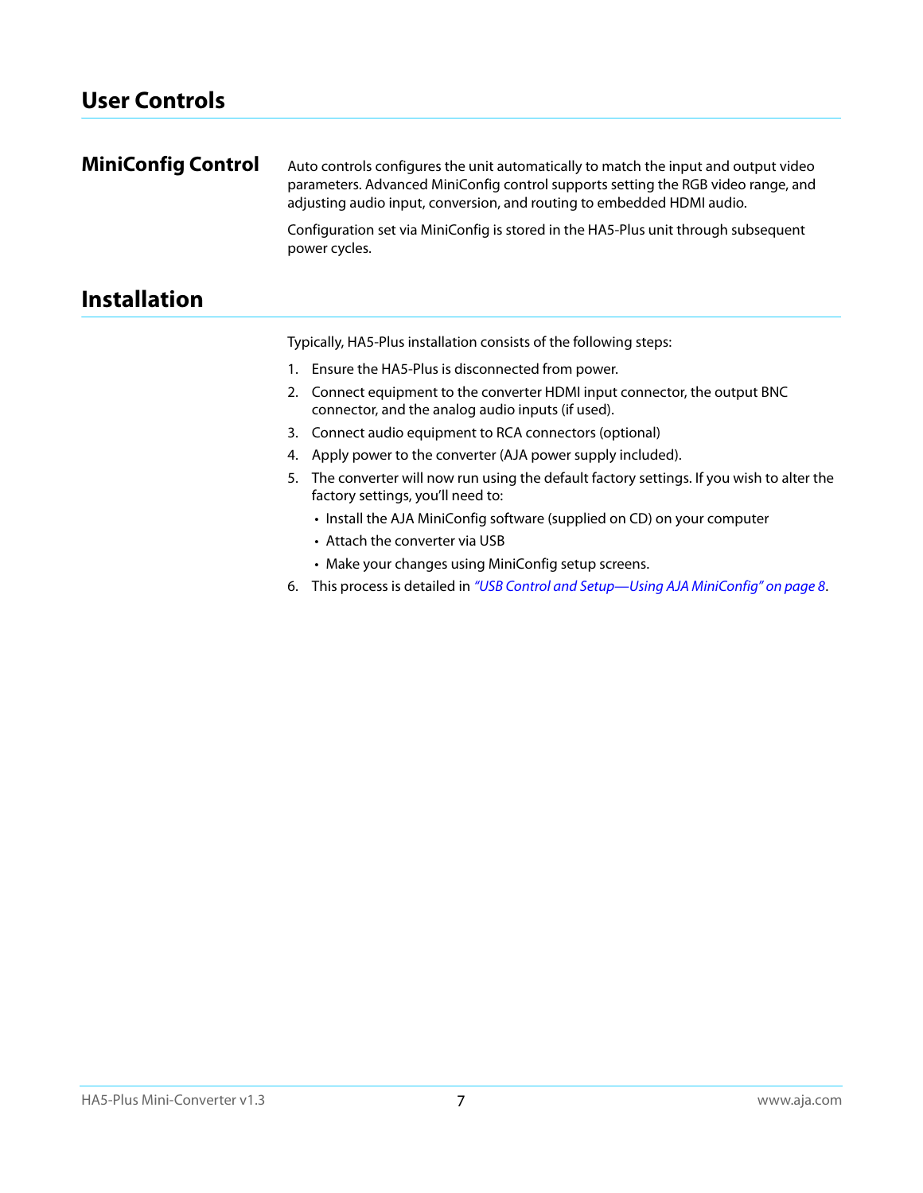# User Controls

## MiniConfig Control

Auto controls configures the unit automatically to match the input and output video parameters. Advanced MiniConfig control supports setting the RGB video range, and adjusting audio input, conversion, and routing to embedded HDMI audio.

Configuration set via MiniConfig is stored in the HA5-Plus unit through subsequent power cycles.

# Installation

Typically, HA5-Plus installation consists of the following steps:

1. Ensure the HA5-Plus is disconnected from power.
2. Connect equipment to the converter HDMI input connector, the output BNC connector, and the analog audio inputs (if used).
3. Connect audio equipment to RCA connectors (optional)
4. Apply power to the converter (AJA power supply included).
5. The converter will now run using the default factory settings. If you wish to alter the factory settings, you'll need to:
   - Install the AJA MiniConfig software (supplied on CD) on your computer
   - Attach the converter via USB
   - Make your changes using MiniConfig setup screens.
6. This process is detailed in *"USB Control and Setup—Using AJA MiniConfig" on page 8*.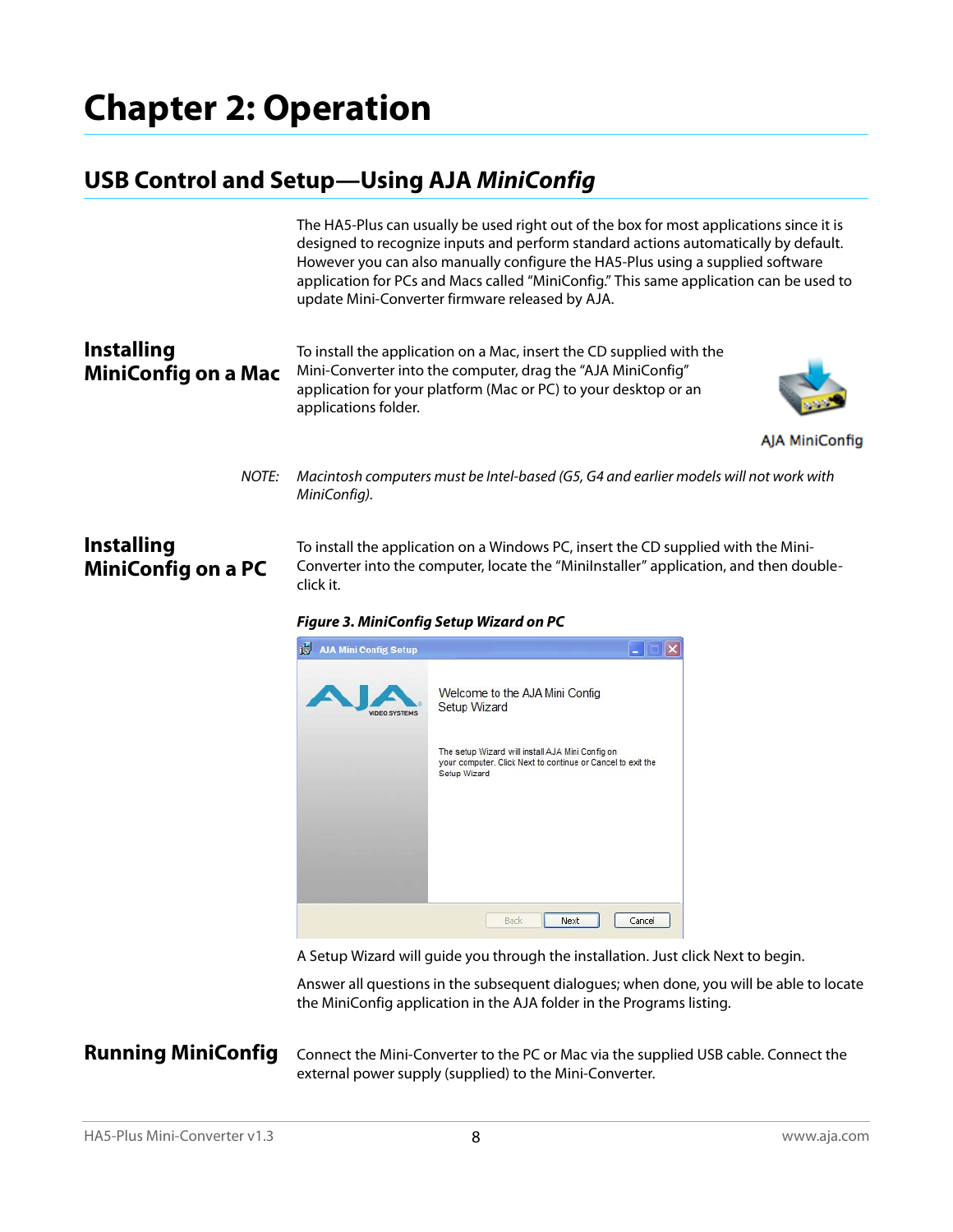# Chapter 2: Operation

## USB Control and Setup—Using AJA *MiniConfig*

The HA5-Plus can usually be used right out of the box for most applications since it is designed to recognize inputs and perform standard actions automatically by default. However you can also manually configure the HA5-Plus using a supplied software application for PCs and Macs called "MiniConfig." This same application can be used to update Mini-Converter firmware released by AJA.

### Installing MiniConfig on a Mac

To install the application on a Mac, insert the CD supplied with the Mini-Converter into the computer, drag the "AJA MiniConfig" application for your platform (Mac or PC) to your desktop or an applications folder.

AJA MiniConfig

NOTE: *Macintosh computers must be Intel-based (G5, G4 and earlier models will not work with MiniConfig).*

### Installing MiniConfig on a PC

To install the application on a Windows PC, insert the CD supplied with the Mini-Converter into the computer, locate the "MiniInstaller" application, and then double-click it.

***Figure 3. MiniConfig Setup Wizard on PC***

A Setup Wizard will guide you through the installation. Just click Next to begin.

Answer all questions in the subsequent dialogues; when done, you will be able to locate the MiniConfig application in the AJA folder in the Programs listing.

### Running MiniConfig

Connect the Mini-Converter to the PC or Mac via the supplied USB cable. Connect the external power supply (supplied) to the Mini-Converter.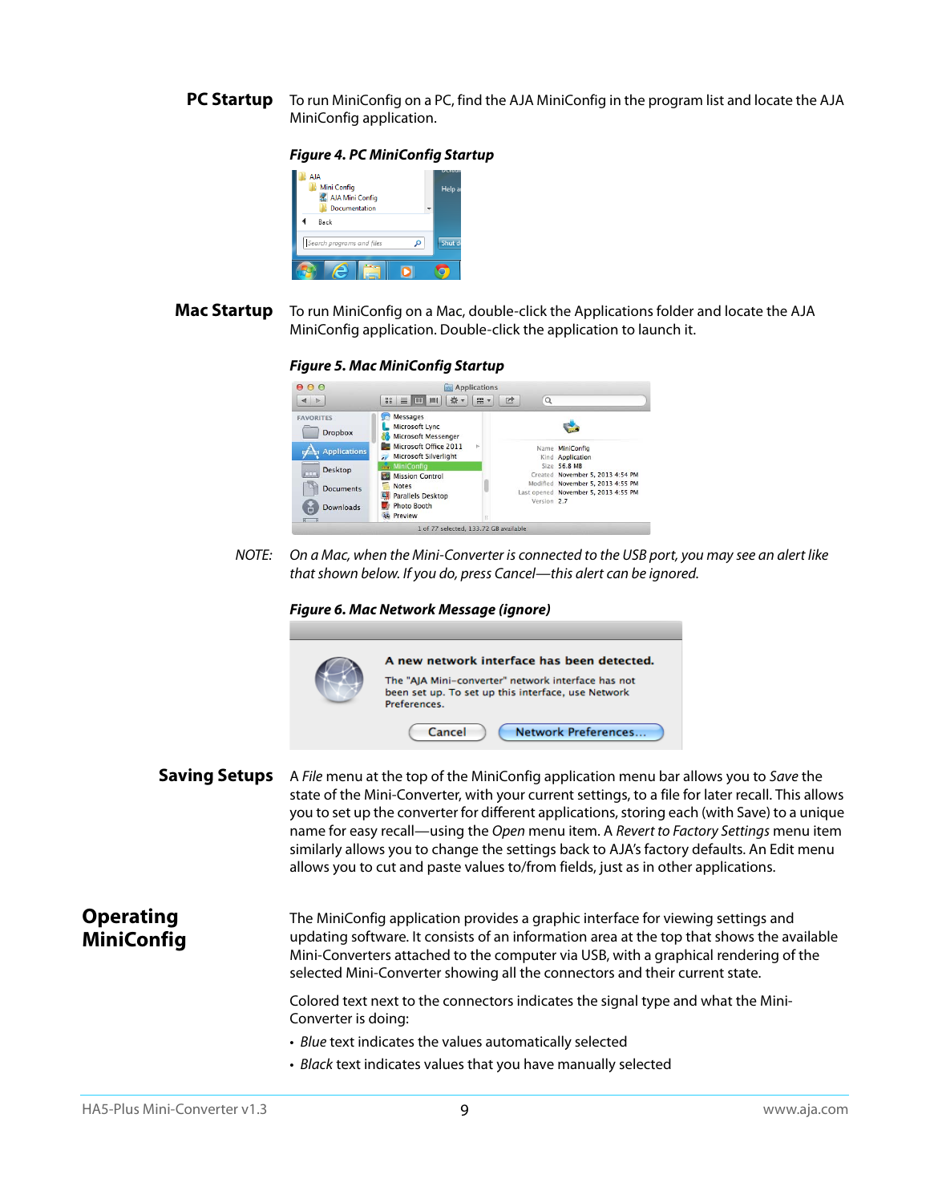## PC Startup

To run MiniConfig on a PC, find the AJA MiniConfig in the program list and locate the AJA MiniConfig application.

*Figure 4. PC MiniConfig Startup*

## Mac Startup

To run MiniConfig on a Mac, double-click the Applications folder and locate the AJA MiniConfig application. Double-click the application to launch it.

*Figure 5. Mac MiniConfig Startup*

NOTE: *On a Mac, when the Mini-Converter is connected to the USB port, you may see an alert like that shown below. If you do, press Cancel—this alert can be ignored.*

*Figure 6. Mac Network Message (ignore)*

## Saving Setups

A *File* menu at the top of the MiniConfig application menu bar allows you to *Save* the state of the Mini-Converter, with your current settings, to a file for later recall. This allows you to set up the converter for different applications, storing each (with Save) to a unique name for easy recall—using the *Open* menu item. A *Revert to Factory Settings* menu item similarly allows you to change the settings back to AJA's factory defaults. An Edit menu allows you to cut and paste values to/from fields, just as in other applications.

# Operating MiniConfig

The MiniConfig application provides a graphic interface for viewing settings and updating software. It consists of an information area at the top that shows the available Mini-Converters attached to the computer via USB, with a graphical rendering of the selected Mini-Converter showing all the connectors and their current state.

Colored text next to the connectors indicates the signal type and what the Mini-Converter is doing:

- *Blue* text indicates the values automatically selected
- *Black* text indicates values that you have manually selected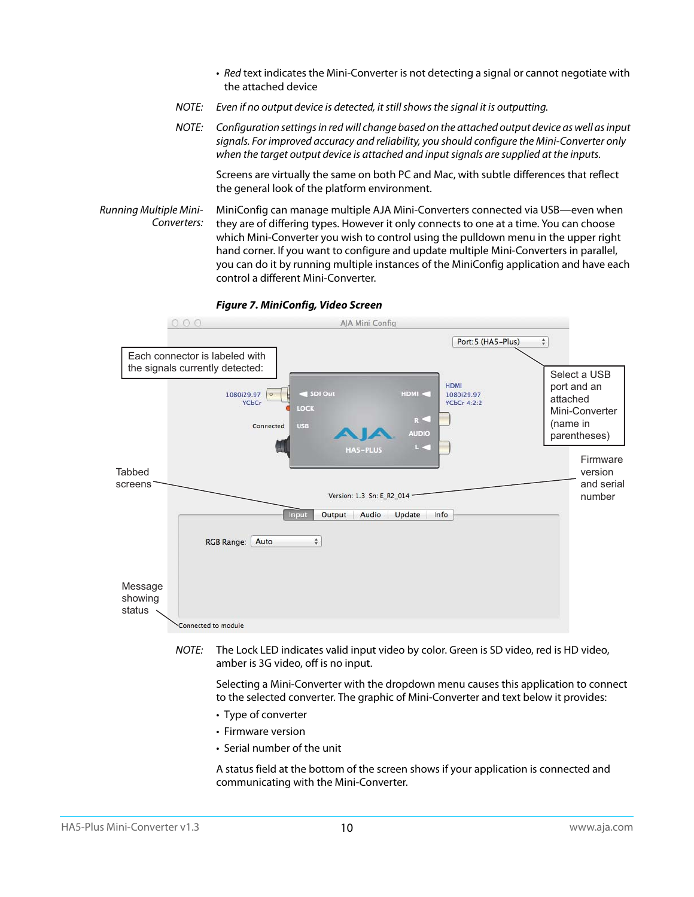- *Red* text indicates the Mini-Converter is not detecting a signal or cannot negotiate with the attached device

NOTE: *Even if no output device is detected, it still shows the signal it is outputting.*

NOTE: *Configuration settings in red will change based on the attached output device as well as input signals. For improved accuracy and reliability, you should configure the Mini-Converter only when the target output device is attached and input signals are supplied at the inputs.*

Screens are virtually the same on both PC and Mac, with subtle differences that reflect the general look of the platform environment.

*Running Multiple Mini-Converters:* MiniConfig can manage multiple AJA Mini-Converters connected via USB—even when they are of differing types. However it only connects to one at a time. You can choose which Mini-Converter you wish to control using the pulldown menu in the upper right hand corner. If you want to configure and update multiple Mini-Converters in parallel, you can do it by running multiple instances of the MiniConfig application and have each control a different Mini-Converter.

***Figure 7. MiniConfig, Video Screen***

AJA Mini Config

Port:5 (HA5-Plus)

Each connector is labeled with the signals currently detected:

Select a USB port and an attached Mini-Converter (name in parentheses)

1080i29.97 YCbCr

SDI Out

LOCK

Connected

USB

HDMI

HDMI 1080i29.97 YCbCr 4:2:2

R

AUDIO

L

HA5-PLUS

Firmware version and serial number

Tabbed screens

Version: 1.3 Sn: E_R2_014

Input | Output | Audio | Update | Info

RGB Range: Auto

Message showing status

Connected to module

NOTE: The Lock LED indicates valid input video by color. Green is SD video, red is HD video, amber is 3G video, off is no input.

Selecting a Mini-Converter with the dropdown menu causes this application to connect to the selected converter. The graphic of Mini-Converter and text below it provides:

- Type of converter
- Firmware version
- Serial number of the unit

A status field at the bottom of the screen shows if your application is connected and communicating with the Mini-Converter.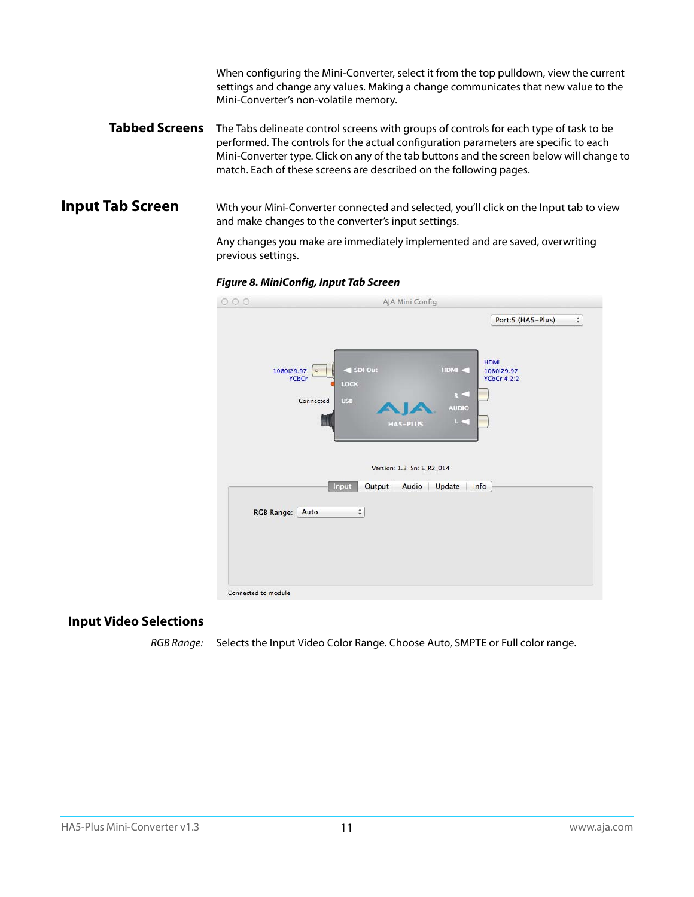When configuring the Mini-Converter, select it from the top pulldown, view the current settings and change any values. Making a change communicates that new value to the Mini-Converter's non-volatile memory.

### Tabbed Screens

The Tabs delineate control screens with groups of controls for each type of task to be performed. The controls for the actual configuration parameters are specific to each Mini-Converter type. Click on any of the tab buttons and the screen below will change to match. Each of these screens are described on the following pages.

## Input Tab Screen

With your Mini-Converter connected and selected, you'll click on the Input tab to view and make changes to the converter's input settings.

Any changes you make are immediately implemented and are saved, overwriting previous settings.

***Figure 8. MiniConfig, Input Tab Screen***

### Input Video Selections

*RGB Range:* Selects the Input Video Color Range. Choose Auto, SMPTE or Full color range.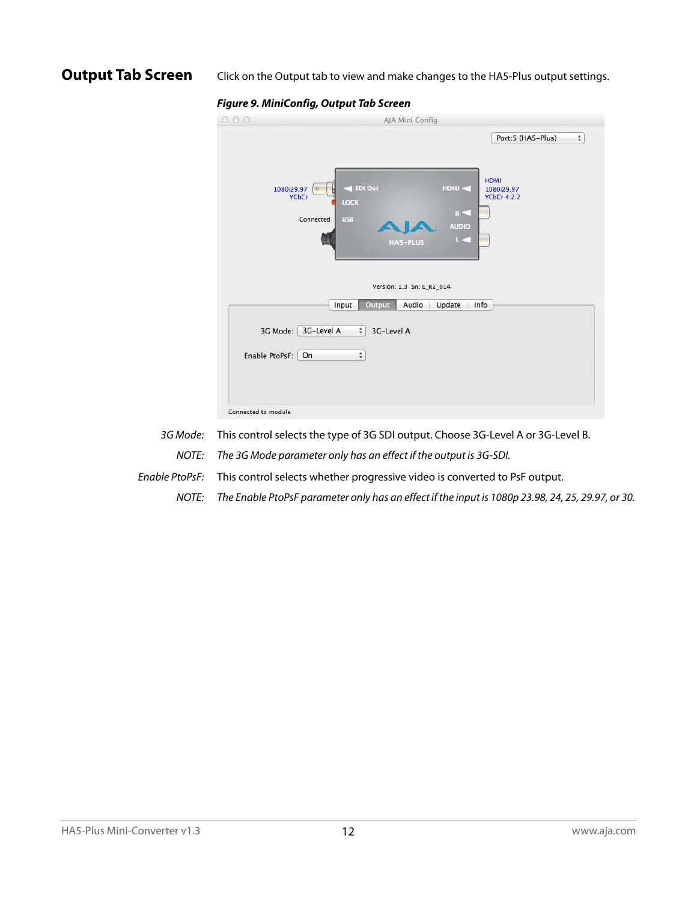## Output Tab Screen

Click on the Output tab to view and make changes to the HA5-Plus output settings.

***Figure 9. MiniConfig, Output Tab Screen***

*3G Mode:* This control selects the type of 3G SDI output. Choose 3G-Level A or 3G-Level B.

*NOTE:* *The 3G Mode parameter only has an effect if the output is 3G-SDI.*

*Enable PtoPsF:* This control selects whether progressive video is converted to PsF output.

*NOTE:* *The Enable PtoPsF parameter only has an effect if the input is 1080p 23.98, 24, 25, 29.97, or 30.*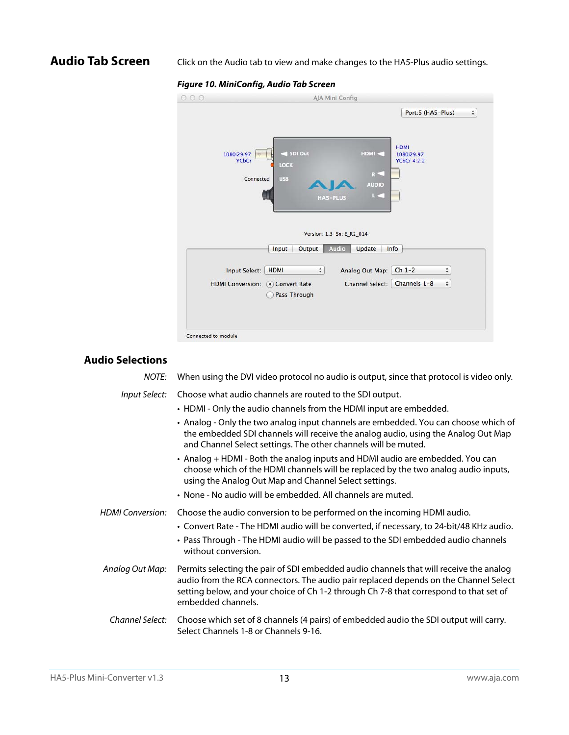## Audio Tab Screen

Click on the Audio tab to view and make changes to the HA5-Plus audio settings.

*Figure 10. MiniConfig, Audio Tab Screen*

### Audio Selections

*NOTE:* When using the DVI video protocol no audio is output, since that protocol is video only.

*Input Select:* Choose what audio channels are routed to the SDI output.

- HDMI - Only the audio channels from the HDMI input are embedded.
- Analog - Only the two analog input channels are embedded. You can choose which of the embedded SDI channels will receive the analog audio, using the Analog Out Map and Channel Select settings. The other channels will be muted.
- Analog + HDMI - Both the analog inputs and HDMI audio are embedded. You can choose which of the HDMI channels will be replaced by the two analog audio inputs, using the Analog Out Map and Channel Select settings.
- None - No audio will be embedded. All channels are muted.

*HDMI Conversion:* Choose the audio conversion to be performed on the incoming HDMI audio.

- Convert Rate - The HDMI audio will be converted, if necessary, to 24-bit/48 KHz audio.
- Pass Through - The HDMI audio will be passed to the SDI embedded audio channels without conversion.

*Analog Out Map:* Permits selecting the pair of SDI embedded audio channels that will receive the analog audio from the RCA connectors. The audio pair replaced depends on the Channel Select setting below, and your choice of Ch 1-2 through Ch 7-8 that correspond to that set of embedded channels.

*Channel Select:* Choose which set of 8 channels (4 pairs) of embedded audio the SDI output will carry. Select Channels 1-8 or Channels 9-16.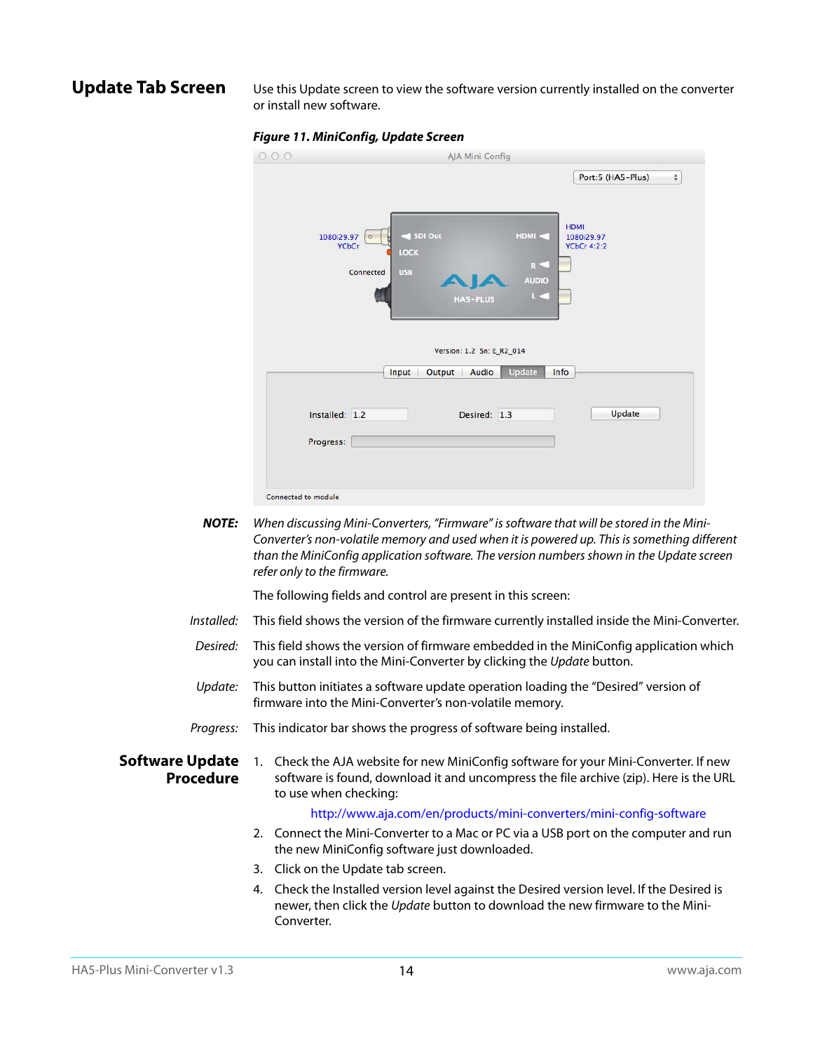## Update Tab Screen

Use this Update screen to view the software version currently installed on the converter or install new software.

***Figure 11. MiniConfig, Update Screen***

**NOTE:** *When discussing Mini-Converters, "Firmware" is software that will be stored in the Mini-Converter's non-volatile memory and used when it is powered up. This is something different than the MiniConfig application software. The version numbers shown in the Update screen refer only to the firmware.*

The following fields and control are present in this screen:

*Installed:* This field shows the version of the firmware currently installed inside the Mini-Converter.

*Desired:* This field shows the version of firmware embedded in the MiniConfig application which you can install into the Mini-Converter by clicking the *Update* button.

*Update:* This button initiates a software update operation loading the "Desired" version of firmware into the Mini-Converter's non-volatile memory.

*Progress:* This indicator bar shows the progress of software being installed.

## Software Update Procedure

1. Check the AJA website for new MiniConfig software for your Mini-Converter. If new software is found, download it and uncompress the file archive (zip). Here is the URL to use when checking:

   http://www.aja.com/en/products/mini-converters/mini-config-software

2. Connect the Mini-Converter to a Mac or PC via a USB port on the computer and run the new MiniConfig software just downloaded.
3. Click on the Update tab screen.
4. Check the Installed version level against the Desired version level. If the Desired is newer, then click the *Update* button to download the new firmware to the Mini-Converter.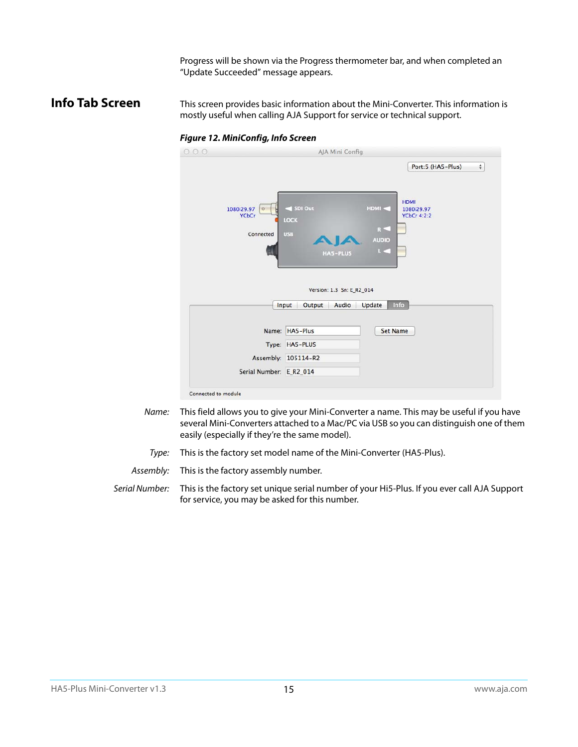Progress will be shown via the Progress thermometer bar, and when completed an "Update Succeeded" message appears.

## Info Tab Screen

This screen provides basic information about the Mini-Converter. This information is mostly useful when calling AJA Support for service or technical support.

***Figure 12. MiniConfig, Info Screen***

*Name:* This field allows you to give your Mini-Converter a name. This may be useful if you have several Mini-Converters attached to a Mac/PC via USB so you can distinguish one of them easily (especially if they're the same model).

*Type:* This is the factory set model name of the Mini-Converter (HA5-Plus).

*Assembly:* This is the factory assembly number.

*Serial Number:* This is the factory set unique serial number of your Hi5-Plus. If you ever call AJA Support for service, you may be asked for this number.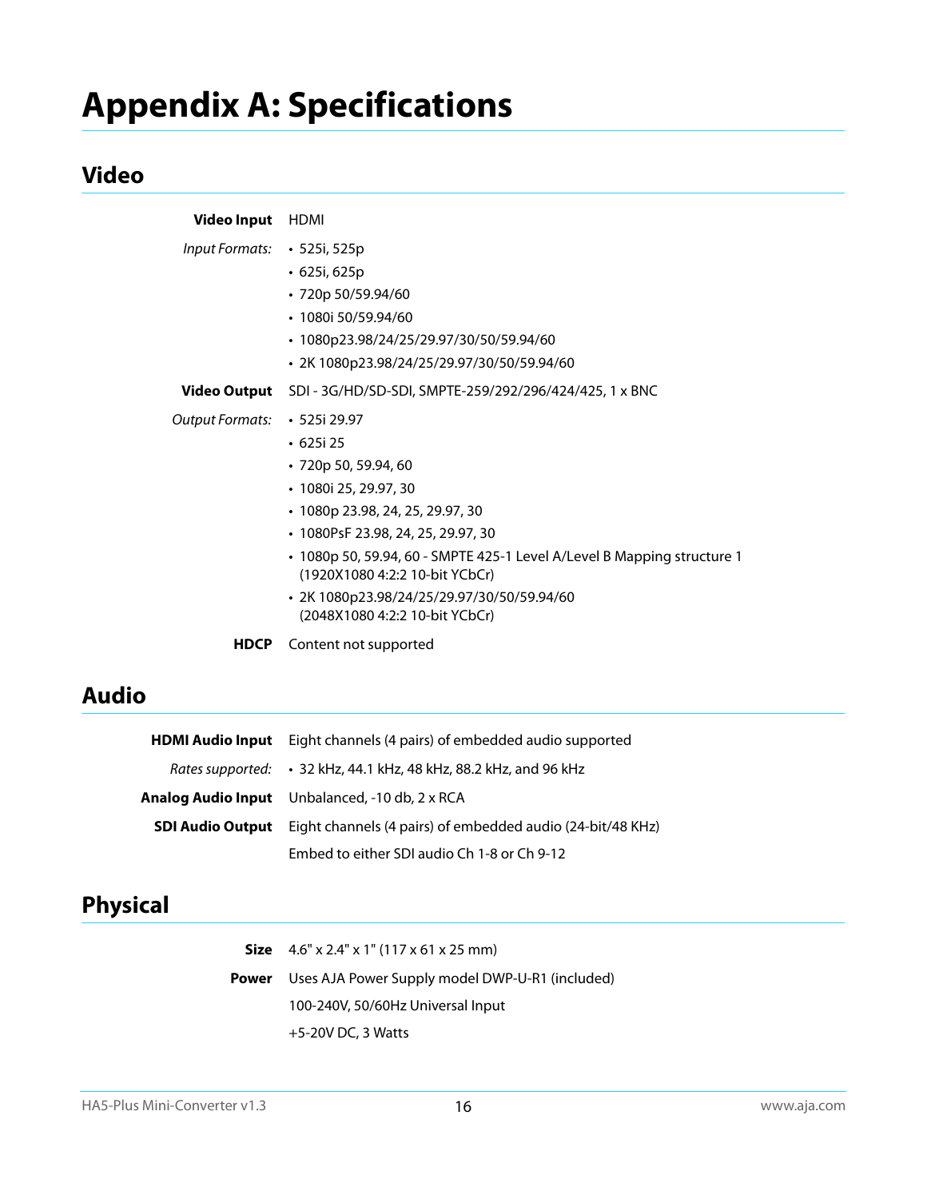# Appendix A: Specifications

## Video

**Video Input** HDMI

*Input Formats:*

- 525i, 525p
- 625i, 625p
- 720p 50/59.94/60
- 1080i 50/59.94/60
- 1080p23.98/24/25/29.97/30/50/59.94/60
- 2K 1080p23.98/24/25/29.97/30/50/59.94/60

**Video Output** SDI - 3G/HD/SD-SDI, SMPTE-259/292/296/424/425, 1 x BNC

*Output Formats:*

- 525i 29.97
- 625i 25
- 720p 50, 59.94, 60
- 1080i 25, 29.97, 30
- 1080p 23.98, 24, 25, 29.97, 30
- 1080PsF 23.98, 24, 25, 29.97, 30
- 1080p 50, 59.94, 60 - SMPTE 425-1 Level A/Level B Mapping structure 1 (1920X1080 4:2:2 10-bit YCbCr)
- 2K 1080p23.98/24/25/29.97/30/50/59.94/60 (2048X1080 4:2:2 10-bit YCbCr)

**HDCP** Content not supported

## Audio

**HDMI Audio Input** Eight channels (4 pairs) of embedded audio supported

*Rates supported:*

- 32 kHz, 44.1 kHz, 48 kHz, 88.2 kHz, and 96 kHz

**Analog Audio Input** Unbalanced, -10 db, 2 x RCA

**SDI Audio Output** Eight channels (4 pairs) of embedded audio (24-bit/48 KHz)

Embed to either SDI audio Ch 1-8 or Ch 9-12

## Physical

**Size** 4.6" x 2.4" x 1" (117 x 61 x 25 mm)

**Power** Uses AJA Power Supply model DWP-U-R1 (included)

100-240V, 50/60Hz Universal Input

+5-20V DC, 3 Watts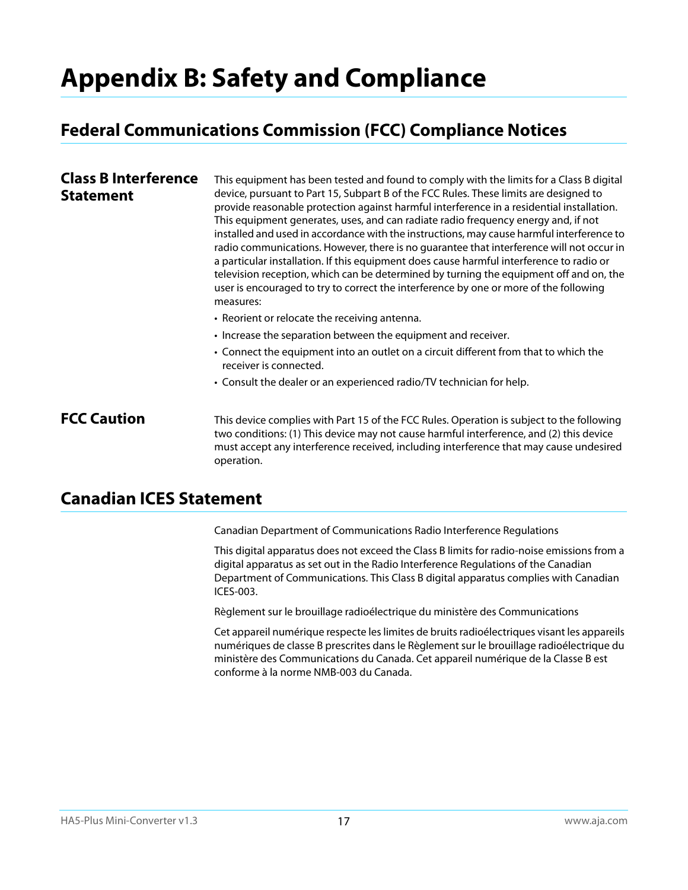# Appendix B: Safety and Compliance

## Federal Communications Commission (FCC) Compliance Notices

### Class B Interference Statement

This equipment has been tested and found to comply with the limits for a Class B digital device, pursuant to Part 15, Subpart B of the FCC Rules. These limits are designed to provide reasonable protection against harmful interference in a residential installation. This equipment generates, uses, and can radiate radio frequency energy and, if not installed and used in accordance with the instructions, may cause harmful interference to radio communications. However, there is no guarantee that interference will not occur in a particular installation. If this equipment does cause harmful interference to radio or television reception, which can be determined by turning the equipment off and on, the user is encouraged to try to correct the interference by one or more of the following measures:

- Reorient or relocate the receiving antenna.
- Increase the separation between the equipment and receiver.
- Connect the equipment into an outlet on a circuit different from that to which the receiver is connected.
- Consult the dealer or an experienced radio/TV technician for help.

### FCC Caution

This device complies with Part 15 of the FCC Rules. Operation is subject to the following two conditions: (1) This device may not cause harmful interference, and (2) this device must accept any interference received, including interference that may cause undesired operation.

## Canadian ICES Statement

Canadian Department of Communications Radio Interference Regulations

This digital apparatus does not exceed the Class B limits for radio-noise emissions from a digital apparatus as set out in the Radio Interference Regulations of the Canadian Department of Communications. This Class B digital apparatus complies with Canadian ICES-003.

Règlement sur le brouillage radioélectrique du ministère des Communications

Cet appareil numérique respecte les limites de bruits radioélectriques visant les appareils numériques de classe B prescrites dans le Règlement sur le brouillage radioélectrique du ministère des Communications du Canada. Cet appareil numérique de la Classe B est conforme à la norme NMB-003 du Canada.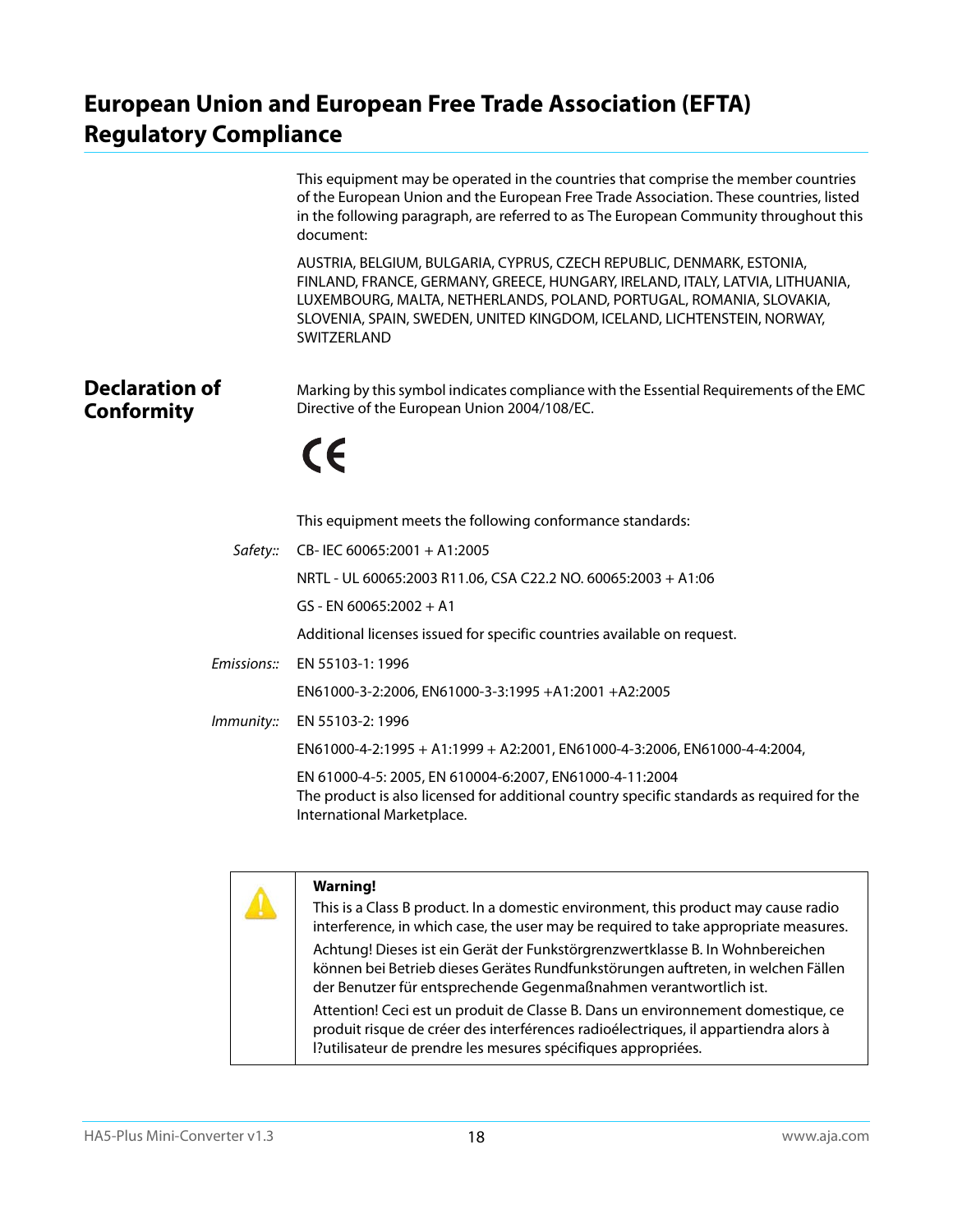# European Union and European Free Trade Association (EFTA) Regulatory Compliance

This equipment may be operated in the countries that comprise the member countries of the European Union and the European Free Trade Association. These countries, listed in the following paragraph, are referred to as The European Community throughout this document:

AUSTRIA, BELGIUM, BULGARIA, CYPRUS, CZECH REPUBLIC, DENMARK, ESTONIA, FINLAND, FRANCE, GERMANY, GREECE, HUNGARY, IRELAND, ITALY, LATVIA, LITHUANIA, LUXEMBOURG, MALTA, NETHERLANDS, POLAND, PORTUGAL, ROMANIA, SLOVAKIA, SLOVENIA, SPAIN, SWEDEN, UNITED KINGDOM, ICELAND, LICHTENSTEIN, NORWAY, SWITZERLAND

## Declaration of Conformity

Marking by this symbol indicates compliance with the Essential Requirements of the EMC Directive of the European Union 2004/108/EC.

CE

This equipment meets the following conformance standards:

*Safety::* CB- IEC 60065:2001 + A1:2005

NRTL - UL 60065:2003 R11.06, CSA C22.2 NO. 60065:2003 + A1:06

GS - EN 60065:2002 + A1

Additional licenses issued for specific countries available on request.

*Emissions::* EN 55103-1: 1996

EN61000-3-2:2006, EN61000-3-3:1995 +A1:2001 +A2:2005

*Immunity::* EN 55103-2: 1996

EN61000-4-2:1995 + A1:1999 + A2:2001, EN61000-4-3:2006, EN61000-4-4:2004,

EN 61000-4-5: 2005, EN 610004-6:2007, EN61000-4-11:2004
The product is also licensed for additional country specific standards as required for the International Marketplace.

**Warning!**

This is a Class B product. In a domestic environment, this product may cause radio interference, in which case, the user may be required to take appropriate measures.

Achtung! Dieses ist ein Gerät der Funkstörgrenzwertklasse B. In Wohnbereichen können bei Betrieb dieses Gerätes Rundfunkstörungen auftreten, in welchen Fällen der Benutzer für entsprechende Gegenmaßnahmen verantwortlich ist.

Attention! Ceci est un produit de Classe B. Dans un environnement domestique, ce produit risque de créer des interférences radioélectriques, il appartiendra alors à l?utilisateur de prendre les mesures spécifiques appropriées.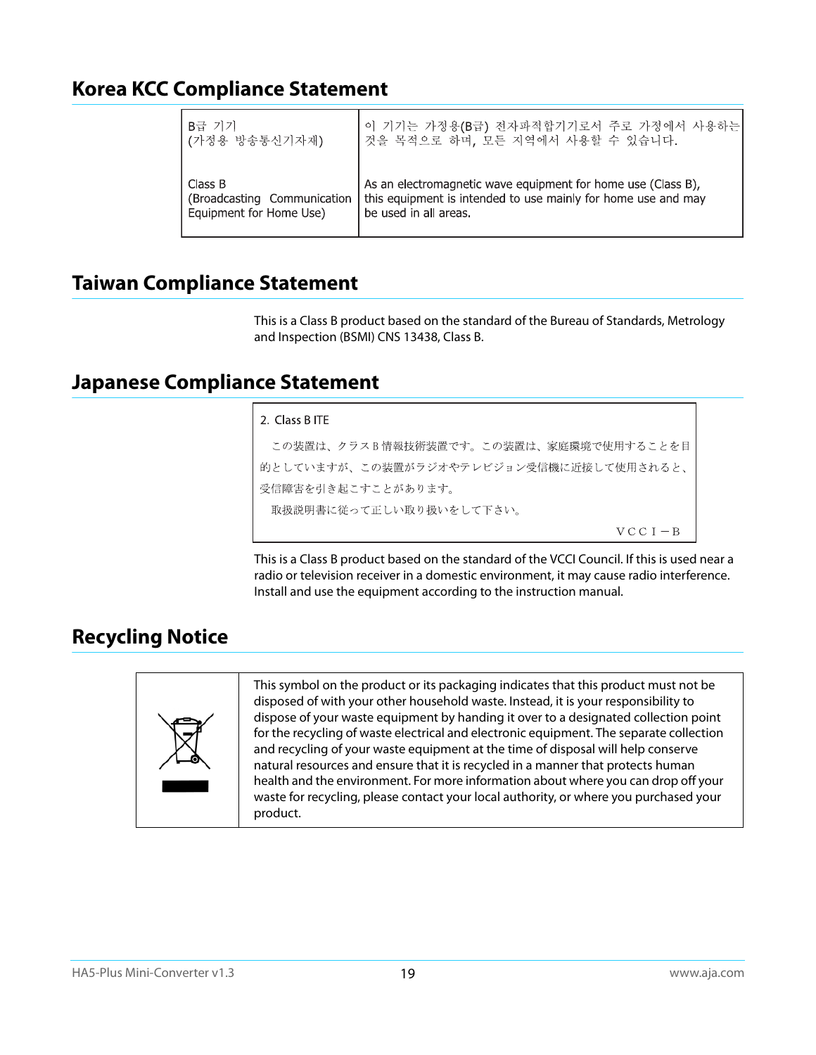## Korea KCC Compliance Statement

| | |
|---|---|
| B급 기기<br>(가정용 방송통신기자재) | 이 기기는 가정용(B급) 전자파적합기기로서 주로 가정에서 사용하는 것을 목적으로 하며, 모든 지역에서 사용할 수 있습니다. |
| Class B<br>(Broadcasting Communication Equipment for Home Use) | As an electromagnetic wave equipment for home use (Class B), this equipment is intended to use mainly for home use and may be used in all areas. |

## Taiwan Compliance Statement

This is a Class B product based on the standard of the Bureau of Standards, Metrology and Inspection (BSMI) CNS 13438, Class B.

## Japanese Compliance Statement

2. Class B ITE

この装置は、クラスB情報技術装置です。この装置は、家庭環境で使用することを目的としていますが、この装置がラジオやテレビジョン受信機に近接して使用されると、受信障害を引き起こすことがあります。

取扱説明書に従って正しい取り扱いをして下さい。

ＶＣＣＩ－Ｂ

This is a Class B product based on the standard of the VCCI Council. If this is used near a radio or television receiver in a domestic environment, it may cause radio interference. Install and use the equipment according to the instruction manual.

## Recycling Notice

This symbol on the product or its packaging indicates that this product must not be disposed of with your other household waste. Instead, it is your responsibility to dispose of your waste equipment by handing it over to a designated collection point for the recycling of waste electrical and electronic equipment. The separate collection and recycling of your waste equipment at the time of disposal will help conserve natural resources and ensure that it is recycled in a manner that protects human health and the environment. For more information about where you can drop off your waste for recycling, please contact your local authority, or where you purchased your product.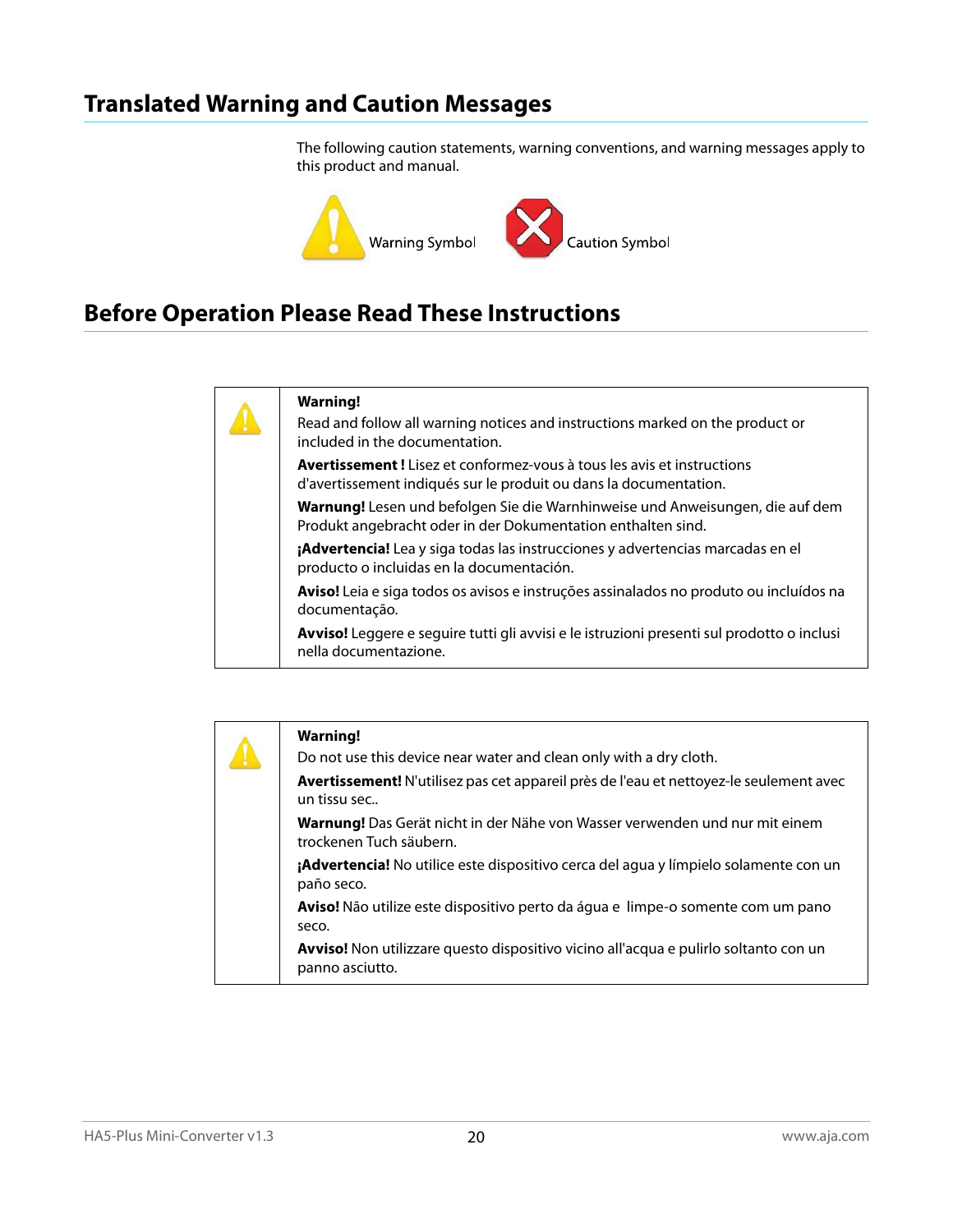## Translated Warning and Caution Messages

The following caution statements, warning conventions, and warning messages apply to this product and manual.

Warning Symbol    Caution Symbol

## Before Operation Please Read These Instructions

| | |
|---|---|
| | **Warning!**<br>Read and follow all warning notices and instructions marked on the product or included in the documentation.<br>**Avertissement !** Lisez et conformez-vous à tous les avis et instructions d'avertissement indiqués sur le produit ou dans la documentation.<br>**Warnung!** Lesen und befolgen Sie die Warnhinweise und Anweisungen, die auf dem Produkt angebracht oder in der Dokumentation enthalten sind.<br>**¡Advertencia!** Lea y siga todas las instrucciones y advertencias marcadas en el producto o incluidas en la documentación.<br>**Aviso!** Leia e siga todos os avisos e instruções assinalados no produto ou incluídos na documentação.<br>**Avviso!** Leggere e seguire tutti gli avvisi e le istruzioni presenti sul prodotto o inclusi nella documentazione. |

| | |
|---|---|
| | **Warning!**<br>Do not use this device near water and clean only with a dry cloth.<br>**Avertissement!** N'utilisez pas cet appareil près de l'eau et nettoyez-le seulement avec un tissu sec..<br>**Warnung!** Das Gerät nicht in der Nähe von Wasser verwenden und nur mit einem trockenen Tuch säubern.<br>**¡Advertencia!** No utilice este dispositivo cerca del agua y límpielo solamente con un paño seco.<br>**Aviso!** Não utilize este dispositivo perto da água e limpe-o somente com um pano seco.<br>**Avviso!** Non utilizzare questo dispositivo vicino all'acqua e pulirlo soltanto con un panno asciutto. |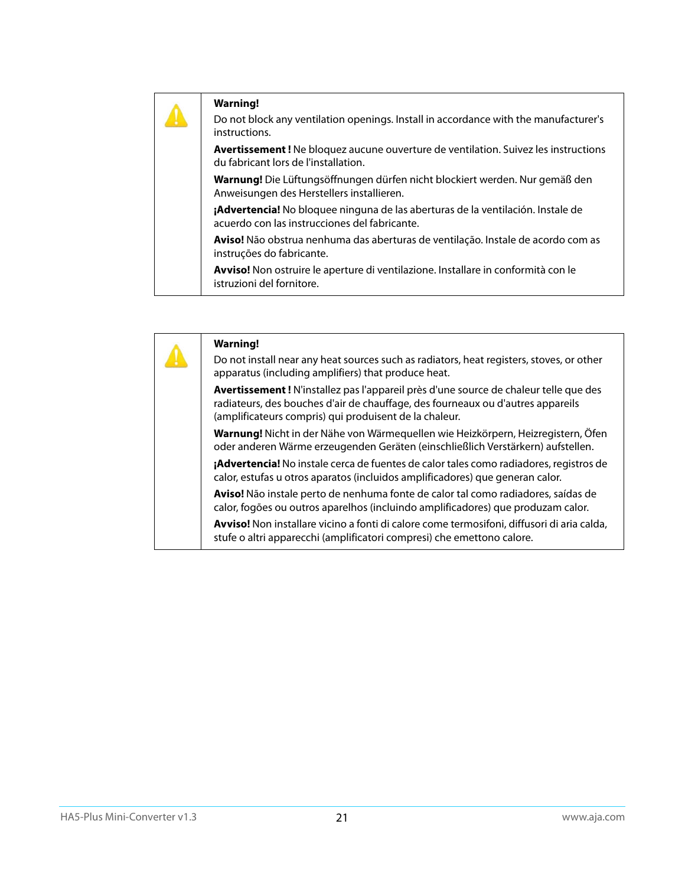**Warning!**

Do not block any ventilation openings. Install in accordance with the manufacturer's instructions.

**Avertissement !** Ne bloquez aucune ouverture de ventilation. Suivez les instructions du fabricant lors de l'installation.

**Warnung!** Die Lüftungsöffnungen dürfen nicht blockiert werden. Nur gemäß den Anweisungen des Herstellers installieren.

**¡Advertencia!** No bloquee ninguna de las aberturas de la ventilación. Instale de acuerdo con las instrucciones del fabricante.

**Aviso!** Não obstrua nenhuma das aberturas de ventilação. Instale de acordo com as instruções do fabricante.

**Avviso!** Non ostruire le aperture di ventilazione. Installare in conformità con le istruzioni del fornitore.

**Warning!**

Do not install near any heat sources such as radiators, heat registers, stoves, or other apparatus (including amplifiers) that produce heat.

**Avertissement !** N'installez pas l'appareil près d'une source de chaleur telle que des radiateurs, des bouches d'air de chauffage, des fourneaux ou d'autres appareils (amplificateurs compris) qui produisent de la chaleur.

**Warnung!** Nicht in der Nähe von Wärmequellen wie Heizkörpern, Heizregistern, Öfen oder anderen Wärme erzeugenden Geräten (einschließlich Verstärkern) aufstellen.

**¡Advertencia!** No instale cerca de fuentes de calor tales como radiadores, registros de calor, estufas u otros aparatos (incluidos amplificadores) que generan calor.

**Aviso!** Não instale perto de nenhuma fonte de calor tal como radiadores, saídas de calor, fogões ou outros aparelhos (incluindo amplificadores) que produzam calor.

**Avviso!** Non installare vicino a fonti di calore come termosifoni, diffusori di aria calda, stufe o altri apparecchi (amplificatori compresi) che emettono calore.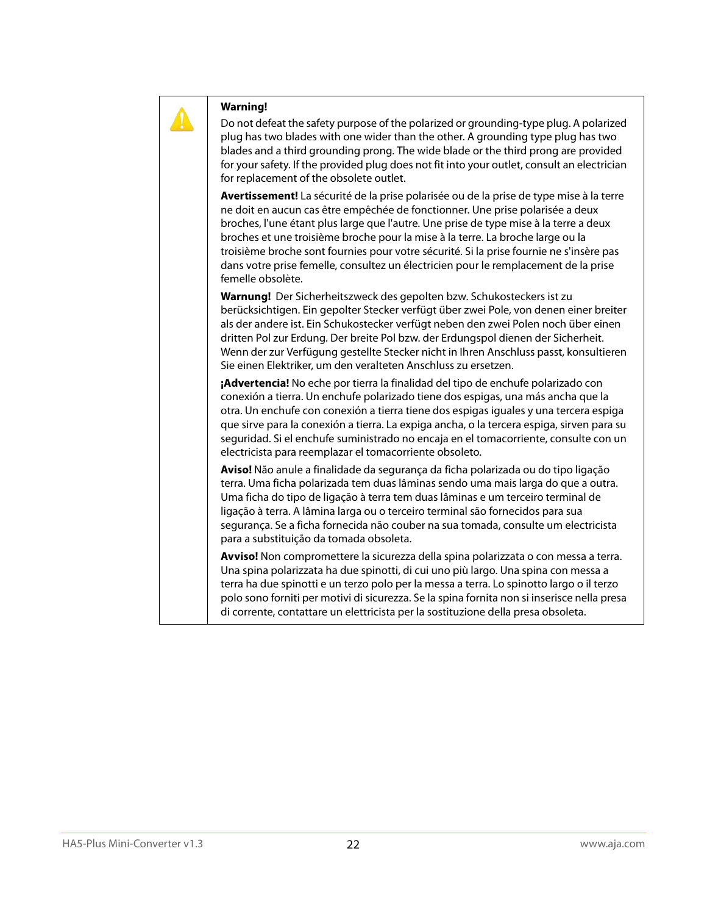**Warning!**

Do not defeat the safety purpose of the polarized or grounding-type plug. A polarized plug has two blades with one wider than the other. A grounding type plug has two blades and a third grounding prong. The wide blade or the third prong are provided for your safety. If the provided plug does not fit into your outlet, consult an electrician for replacement of the obsolete outlet.

**Avertissement!** La sécurité de la prise polarisée ou de la prise de type mise à la terre ne doit en aucun cas être empêchée de fonctionner. Une prise polarisée a deux broches, l'une étant plus large que l'autre. Une prise de type mise à la terre a deux broches et une troisième broche pour la mise à la terre. La broche large ou la troisième broche sont fournies pour votre sécurité. Si la prise fournie ne s'insère pas dans votre prise femelle, consultez un électricien pour le remplacement de la prise femelle obsolète.

**Warnung!** Der Sicherheitszweck des gepolten bzw. Schukosteckers ist zu berücksichtigen. Ein gepolter Stecker verfügt über zwei Pole, von denen einer breiter als der andere ist. Ein Schukostecker verfügt neben den zwei Polen noch über einen dritten Pol zur Erdung. Der breite Pol bzw. der Erdungspol dienen der Sicherheit. Wenn der zur Verfügung gestellte Stecker nicht in Ihren Anschluss passt, konsultieren Sie einen Elektriker, um den veralteten Anschluss zu ersetzen.

**¡Advertencia!** No eche por tierra la finalidad del tipo de enchufe polarizado con conexión a tierra. Un enchufe polarizado tiene dos espigas, una más ancha que la otra. Un enchufe con conexión a tierra tiene dos espigas iguales y una tercera espiga que sirve para la conexión a tierra. La expiga ancha, o la tercera espiga, sirven para su seguridad. Si el enchufe suministrado no encaja en el tomacorriente, consulte con un electricista para reemplazar el tomacorriente obsoleto.

**Aviso!** Não anule a finalidade da segurança da ficha polarizada ou do tipo ligação terra. Uma ficha polarizada tem duas lâminas sendo uma mais larga do que a outra. Uma ficha do tipo de ligação à terra tem duas lâminas e um terceiro terminal de ligação à terra. A lâmina larga ou o terceiro terminal são fornecidos para sua segurança. Se a ficha fornecida não couber na sua tomada, consulte um electricista para a substituição da tomada obsoleta.

**Avviso!** Non compromettere la sicurezza della spina polarizzata o con messa a terra. Una spina polarizzata ha due spinotti, di cui uno più largo. Una spina con messa a terra ha due spinotti e un terzo polo per la messa a terra. Lo spinotto largo o il terzo polo sono forniti per motivi di sicurezza. Se la spina fornita non si inserisce nella presa di corrente, contattare un elettricista per la sostituzione della presa obsoleta.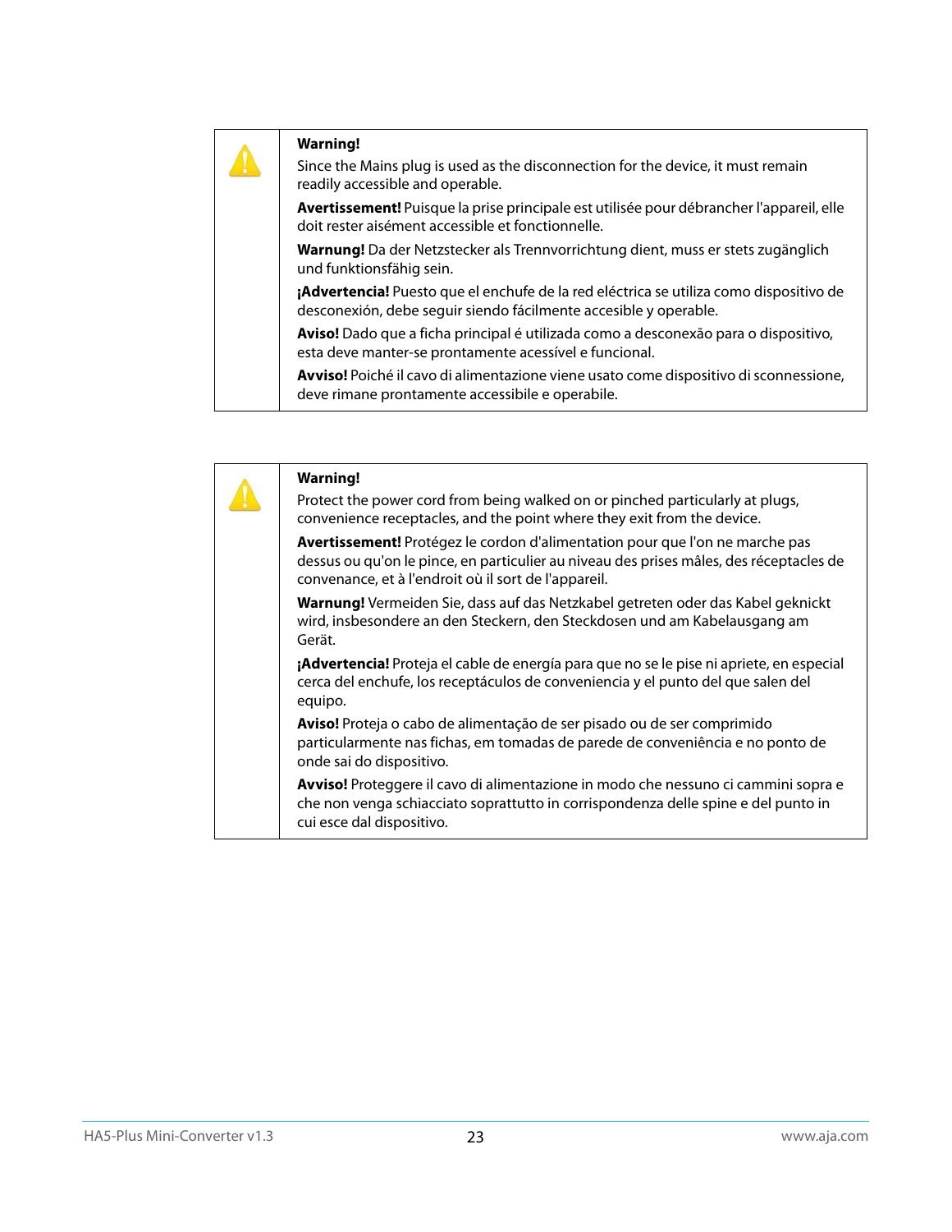**Warning!**

Since the Mains plug is used as the disconnection for the device, it must remain readily accessible and operable.

**Avertissement!** Puisque la prise principale est utilisée pour débrancher l'appareil, elle doit rester aisément accessible et fonctionnelle.

**Warnung!** Da der Netzstecker als Trennvorrichtung dient, muss er stets zugänglich und funktionsfähig sein.

**¡Advertencia!** Puesto que el enchufe de la red eléctrica se utiliza como dispositivo de desconexión, debe seguir siendo fácilmente accesible y operable.

**Aviso!** Dado que a ficha principal é utilizada como a desconexão para o dispositivo, esta deve manter-se prontamente acessível e funcional.

**Avviso!** Poiché il cavo di alimentazione viene usato come dispositivo di sconnessione, deve rimane prontamente accessibile e operabile.

**Warning!**

Protect the power cord from being walked on or pinched particularly at plugs, convenience receptacles, and the point where they exit from the device.

**Avertissement!** Protégez le cordon d'alimentation pour que l'on ne marche pas dessus ou qu'on le pince, en particulier au niveau des prises mâles, des réceptacles de convenance, et à l'endroit où il sort de l'appareil.

**Warnung!** Vermeiden Sie, dass auf das Netzkabel getreten oder das Kabel geknickt wird, insbesondere an den Steckern, den Steckdosen und am Kabelausgang am Gerät.

**¡Advertencia!** Proteja el cable de energía para que no se le pise ni apriete, en especial cerca del enchufe, los receptáculos de conveniencia y el punto del que salen del equipo.

**Aviso!** Proteja o cabo de alimentação de ser pisado ou de ser comprimido particularmente nas fichas, em tomadas de parede de conveniência e no ponto de onde sai do dispositivo.

**Avviso!** Proteggere il cavo di alimentazione in modo che nessuno ci cammini sopra e che non venga schiacciato soprattutto in corrispondenza delle spine e del punto in cui esce dal dispositivo.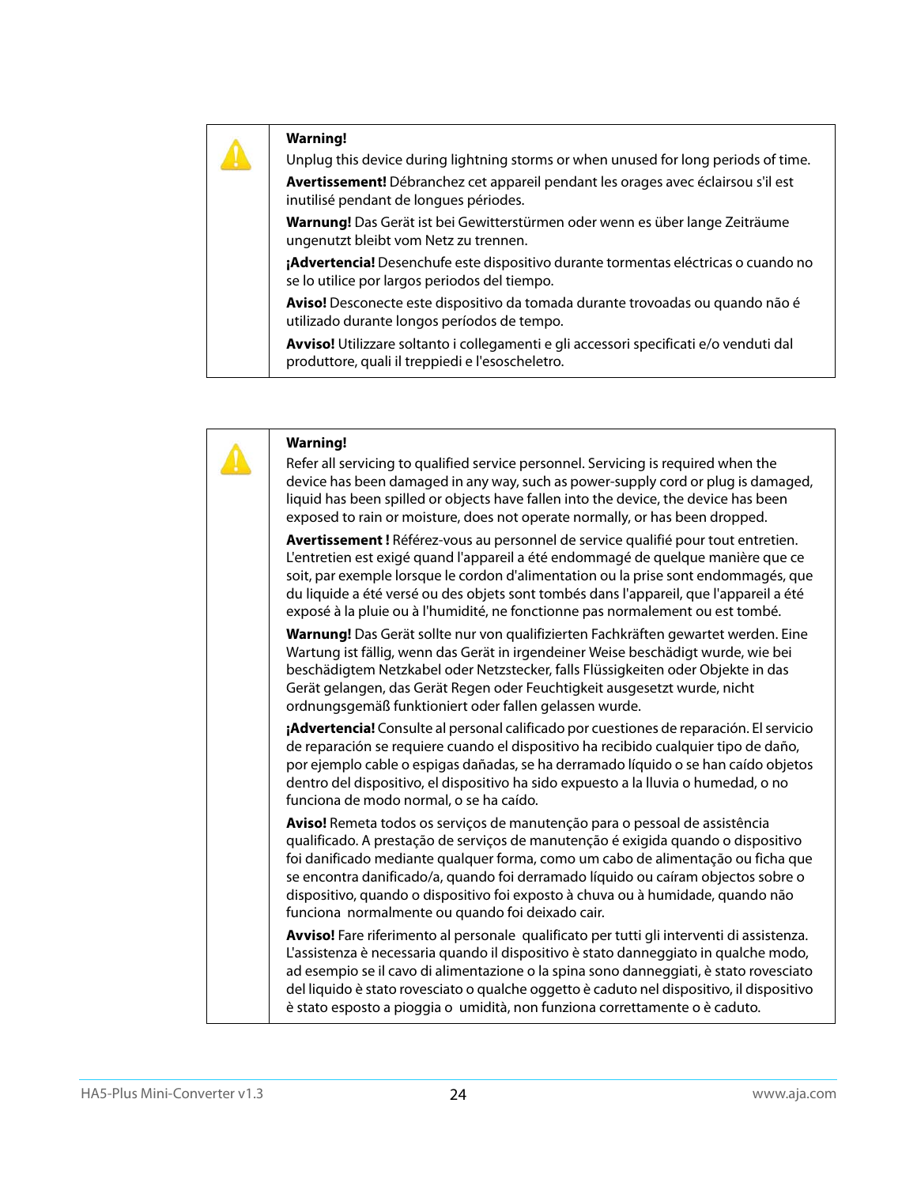**Warning!**

Unplug this device during lightning storms or when unused for long periods of time.

**Avertissement!** Débranchez cet appareil pendant les orages avec éclairsou s'il est inutilisé pendant de longues périodes.

**Warnung!** Das Gerät ist bei Gewitterstürmen oder wenn es über lange Zeiträume ungenutzt bleibt vom Netz zu trennen.

**¡Advertencia!** Desenchufe este dispositivo durante tormentas eléctricas o cuando no se lo utilice por largos periodos del tiempo.

**Aviso!** Desconecte este dispositivo da tomada durante trovoadas ou quando não é utilizado durante longos períodos de tempo.

**Avviso!** Utilizzare soltanto i collegamenti e gli accessori specificati e/o venduti dal produttore, quali il treppiedi e l'esoscheletro.

**Warning!**

Refer all servicing to qualified service personnel. Servicing is required when the device has been damaged in any way, such as power-supply cord or plug is damaged, liquid has been spilled or objects have fallen into the device, the device has been exposed to rain or moisture, does not operate normally, or has been dropped.

**Avertissement !** Référez-vous au personnel de service qualifié pour tout entretien. L'entretien est exigé quand l'appareil a été endommagé de quelque manière que ce soit, par exemple lorsque le cordon d'alimentation ou la prise sont endommagés, que du liquide a été versé ou des objets sont tombés dans l'appareil, que l'appareil a été exposé à la pluie ou à l'humidité, ne fonctionne pas normalement ou est tombé.

**Warnung!** Das Gerät sollte nur von qualifizierten Fachkräften gewartet werden. Eine Wartung ist fällig, wenn das Gerät in irgendeiner Weise beschädigt wurde, wie bei beschädigtem Netzkabel oder Netzstecker, falls Flüssigkeiten oder Objekte in das Gerät gelangen, das Gerät Regen oder Feuchtigkeit ausgesetzt wurde, nicht ordnungsgemäß funktioniert oder fallen gelassen wurde.

**¡Advertencia!** Consulte al personal calificado por cuestiones de reparación. El servicio de reparación se requiere cuando el dispositivo ha recibido cualquier tipo de daño, por ejemplo cable o espigas dañadas, se ha derramado líquido o se han caído objetos dentro del dispositivo, el dispositivo ha sido expuesto a la lluvia o humedad, o no funciona de modo normal, o se ha caído.

**Aviso!** Remeta todos os serviços de manutenção para o pessoal de assistência qualificado. A prestação de serviços de manutenção é exigida quando o dispositivo foi danificado mediante qualquer forma, como um cabo de alimentação ou ficha que se encontra danificado/a, quando foi derramado líquido ou caíram objectos sobre o dispositivo, quando o dispositivo foi exposto à chuva ou à humidade, quando não funciona normalmente ou quando foi deixado cair.

**Avviso!** Fare riferimento al personale qualificato per tutti gli interventi di assistenza. L'assistenza è necessaria quando il dispositivo è stato danneggiato in qualche modo, ad esempio se il cavo di alimentazione o la spina sono danneggiati, è stato rovesciato del liquido è stato rovesciato o qualche oggetto è caduto nel dispositivo, il dispositivo è stato esposto a pioggia o umidità, non funziona correttamente o è caduto.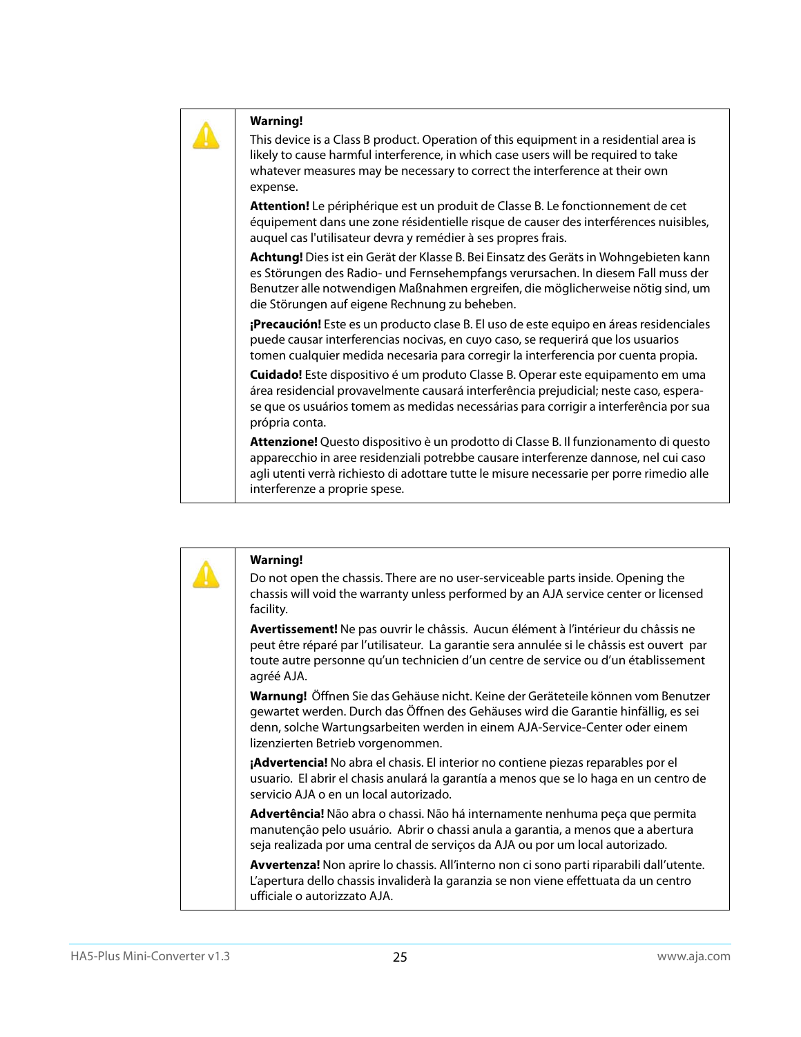**Warning!**

This device is a Class B product. Operation of this equipment in a residential area is likely to cause harmful interference, in which case users will be required to take whatever measures may be necessary to correct the interference at their own expense.

**Attention!** Le périphérique est un produit de Classe B. Le fonctionnement de cet équipement dans une zone résidentielle risque de causer des interférences nuisibles, auquel cas l'utilisateur devra y remédier à ses propres frais.

**Achtung!** Dies ist ein Gerät der Klasse B. Bei Einsatz des Geräts in Wohngebieten kann es Störungen des Radio- und Fernsehempfangs verursachen. In diesem Fall muss der Benutzer alle notwendigen Maßnahmen ergreifen, die möglicherweise nötig sind, um die Störungen auf eigene Rechnung zu beheben.

**¡Precaución!** Este es un producto clase B. El uso de este equipo en áreas residenciales puede causar interferencias nocivas, en cuyo caso, se requerirá que los usuarios tomen cualquier medida necesaria para corregir la interferencia por cuenta propia.

**Cuidado!** Este dispositivo é um produto Classe B. Operar este equipamento em uma área residencial provavelmente causará interferência prejudicial; neste caso, espera-se que os usuários tomem as medidas necessárias para corrigir a interferência por sua própria conta.

**Attenzione!** Questo dispositivo è un prodotto di Classe B. Il funzionamento di questo apparecchio in aree residenziali potrebbe causare interferenze dannose, nel cui caso agli utenti verrà richiesto di adottare tutte le misure necessarie per porre rimedio alle interferenze a proprie spese.

**Warning!**

Do not open the chassis. There are no user-serviceable parts inside. Opening the chassis will void the warranty unless performed by an AJA service center or licensed facility.

**Avertissement!** Ne pas ouvrir le châssis. Aucun élément à l'intérieur du châssis ne peut être réparé par l'utilisateur. La garantie sera annulée si le châssis est ouvert par toute autre personne qu'un technicien d'un centre de service ou d'un établissement agréé AJA.

**Warnung!** Öffnen Sie das Gehäuse nicht. Keine der Geräteteile können vom Benutzer gewartet werden. Durch das Öffnen des Gehäuses wird die Garantie hinfällig, es sei denn, solche Wartungsarbeiten werden in einem AJA-Service-Center oder einem lizenzierten Betrieb vorgenommen.

**¡Advertencia!** No abra el chasis. El interior no contiene piezas reparables por el usuario. El abrir el chasis anulará la garantía a menos que se lo haga en un centro de servicio AJA o en un local autorizado.

**Advertência!** Não abra o chassi. Não há internamente nenhuma peça que permita manutenção pelo usuário. Abrir o chassi anula a garantia, a menos que a abertura seja realizada por uma central de serviços da AJA ou por um local autorizado.

**Avvertenza!** Non aprire lo chassis. All'interno non ci sono parti riparabili dall'utente. L'apertura dello chassis invaliderà la garanzia se non viene effettuata da un centro ufficiale o autorizzato AJA.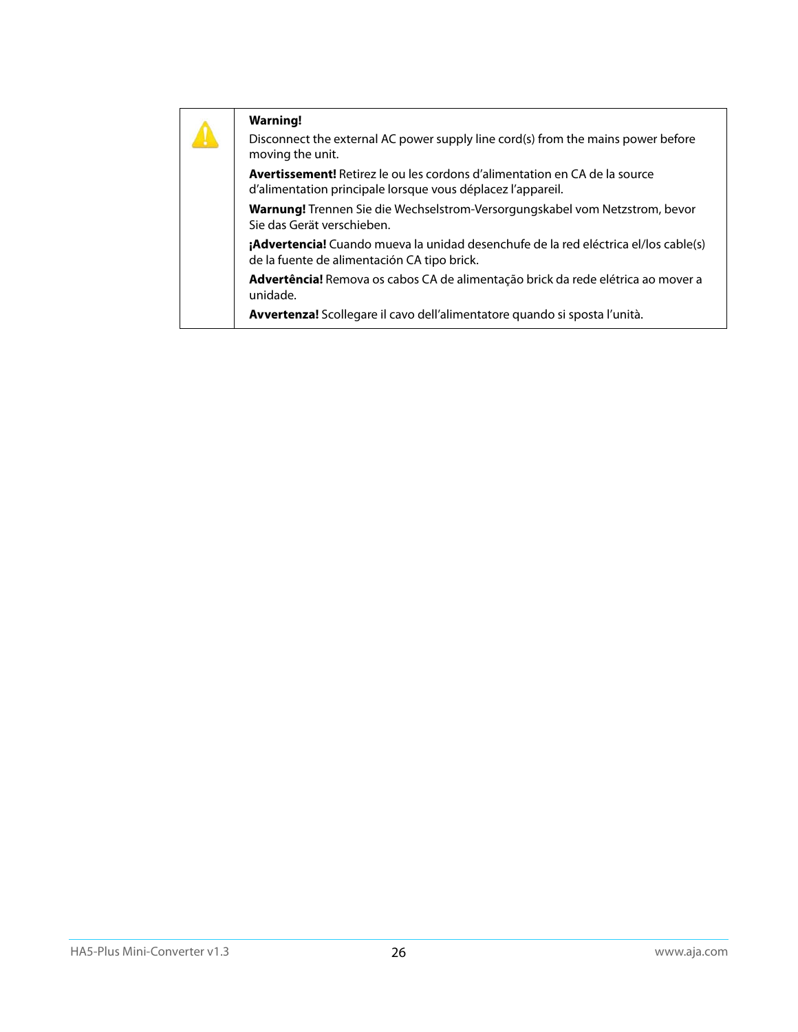**Warning!**

Disconnect the external AC power supply line cord(s) from the mains power before moving the unit.

**Avertissement!** Retirez le ou les cordons d'alimentation en CA de la source d'alimentation principale lorsque vous déplacez l'appareil.

**Warnung!** Trennen Sie die Wechselstrom-Versorgungskabel vom Netzstrom, bevor Sie das Gerät verschieben.

**¡Advertencia!** Cuando mueva la unidad desenchufe de la red eléctrica el/los cable(s) de la fuente de alimentación CA tipo brick.

**Advertência!** Remova os cabos CA de alimentação brick da rede elétrica ao mover a unidade.

**Avvertenza!** Scollegare il cavo dell'alimentatore quando si sposta l'unità.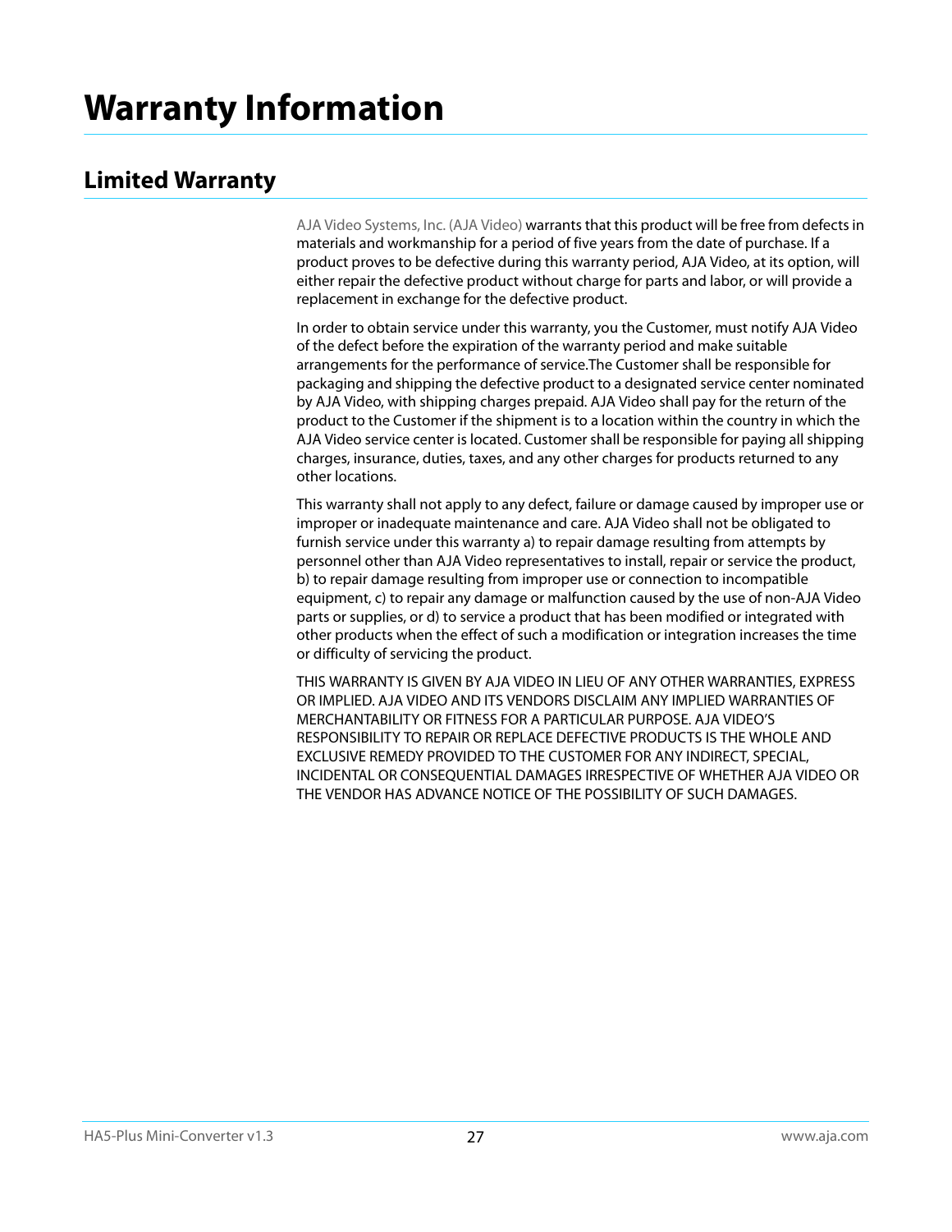# Warranty Information

## Limited Warranty

AJA Video Systems, Inc. (AJA Video) warrants that this product will be free from defects in materials and workmanship for a period of five years from the date of purchase. If a product proves to be defective during this warranty period, AJA Video, at its option, will either repair the defective product without charge for parts and labor, or will provide a replacement in exchange for the defective product.

In order to obtain service under this warranty, you the Customer, must notify AJA Video of the defect before the expiration of the warranty period and make suitable arrangements for the performance of service.The Customer shall be responsible for packaging and shipping the defective product to a designated service center nominated by AJA Video, with shipping charges prepaid. AJA Video shall pay for the return of the product to the Customer if the shipment is to a location within the country in which the AJA Video service center is located. Customer shall be responsible for paying all shipping charges, insurance, duties, taxes, and any other charges for products returned to any other locations.

This warranty shall not apply to any defect, failure or damage caused by improper use or improper or inadequate maintenance and care. AJA Video shall not be obligated to furnish service under this warranty a) to repair damage resulting from attempts by personnel other than AJA Video representatives to install, repair or service the product, b) to repair damage resulting from improper use or connection to incompatible equipment, c) to repair any damage or malfunction caused by the use of non-AJA Video parts or supplies, or d) to service a product that has been modified or integrated with other products when the effect of such a modification or integration increases the time or difficulty of servicing the product.

THIS WARRANTY IS GIVEN BY AJA VIDEO IN LIEU OF ANY OTHER WARRANTIES, EXPRESS OR IMPLIED. AJA VIDEO AND ITS VENDORS DISCLAIM ANY IMPLIED WARRANTIES OF MERCHANTABILITY OR FITNESS FOR A PARTICULAR PURPOSE. AJA VIDEO'S RESPONSIBILITY TO REPAIR OR REPLACE DEFECTIVE PRODUCTS IS THE WHOLE AND EXCLUSIVE REMEDY PROVIDED TO THE CUSTOMER FOR ANY INDIRECT, SPECIAL, INCIDENTAL OR CONSEQUENTIAL DAMAGES IRRESPECTIVE OF WHETHER AJA VIDEO OR THE VENDOR HAS ADVANCE NOTICE OF THE POSSIBILITY OF SUCH DAMAGES.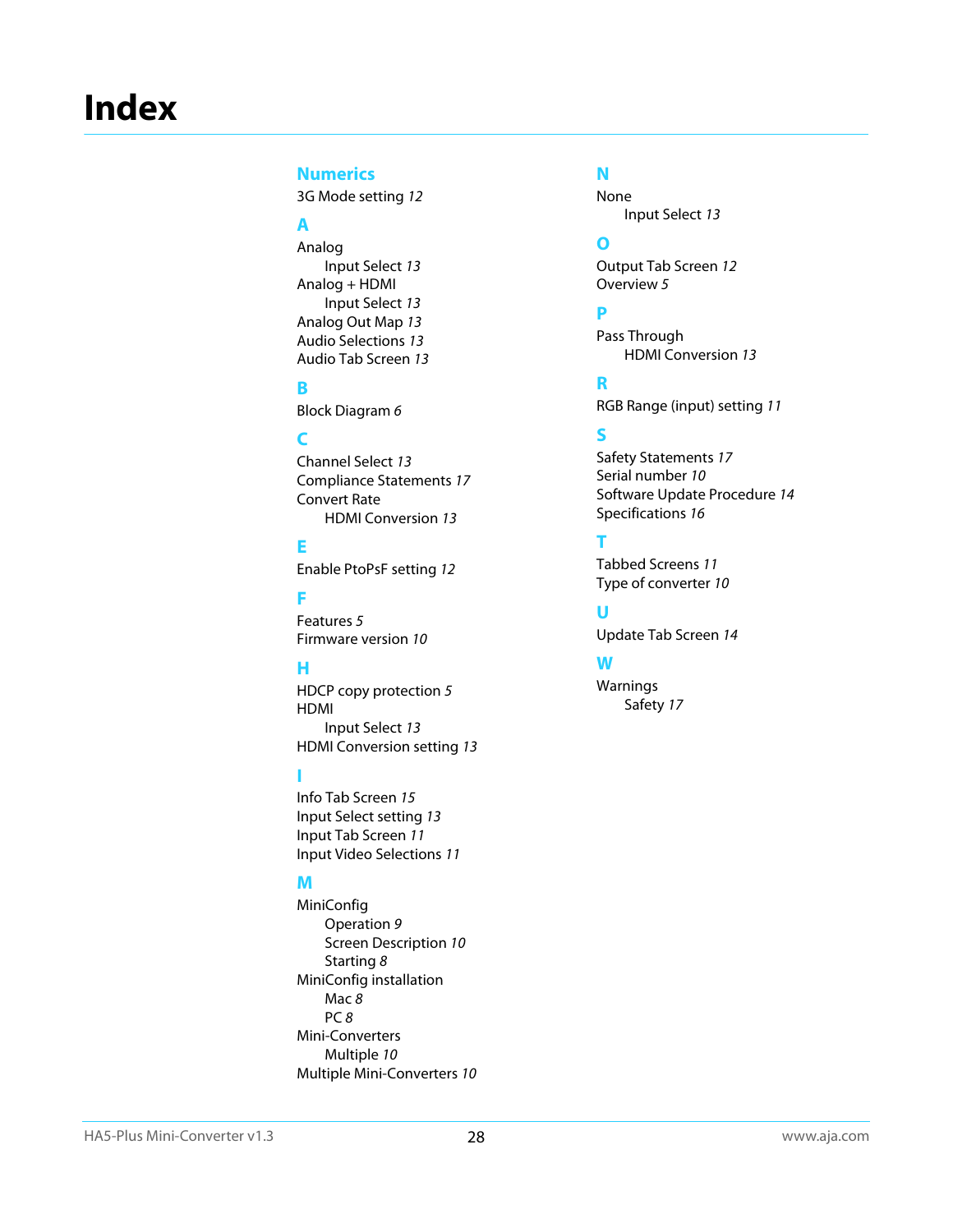# Index

## Numerics

3G Mode setting *12*

## A

Analog
- Input Select *13*

Analog + HDMI
- Input Select *13*

Analog Out Map *13*
Audio Selections *13*
Audio Tab Screen *13*

## B

Block Diagram *6*

## C

Channel Select *13*
Compliance Statements *17*
Convert Rate
- HDMI Conversion *13*

## E

Enable PtoPsF setting *12*

## F

Features *5*
Firmware version *10*

## H

HDCP copy protection *5*
HDMI
- Input Select *13*

HDMI Conversion setting *13*

## I

Info Tab Screen *15*
Input Select setting *13*
Input Tab Screen *11*
Input Video Selections *11*

## M

MiniConfig
- Operation *9*
- Screen Description *10*
- Starting *8*

MiniConfig installation
- Mac *8*
- PC *8*

Mini-Converters
- Multiple *10*

Multiple Mini-Converters *10*

## N

None
- Input Select *13*

## O

Output Tab Screen *12*
Overview *5*

## P

Pass Through
- HDMI Conversion *13*

## R

RGB Range (input) setting *11*

## S

Safety Statements *17*
Serial number *10*
Software Update Procedure *14*
Specifications *16*

## T

Tabbed Screens *11*
Type of converter *10*

## U

Update Tab Screen *14*

## W

Warnings
- Safety *17*